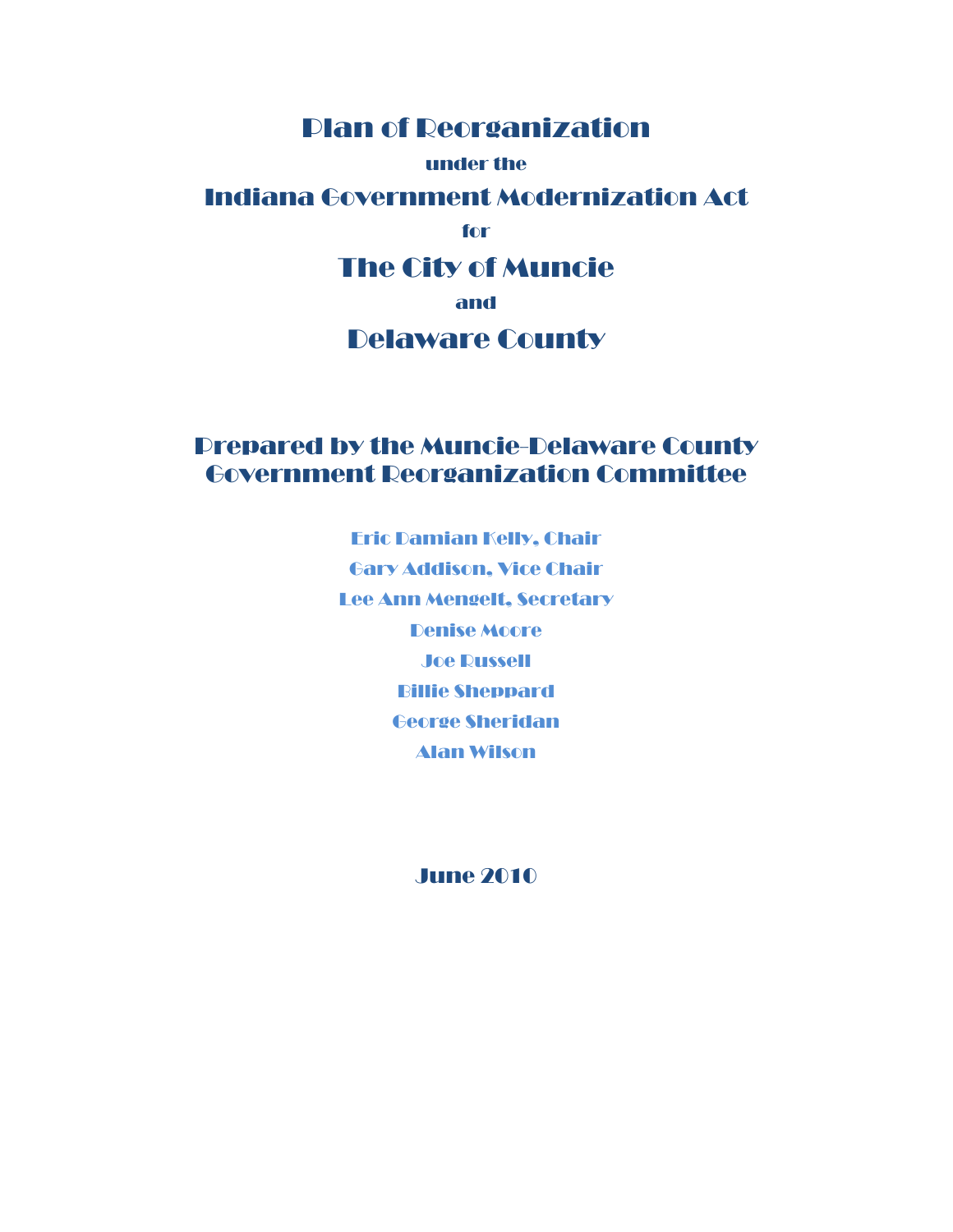# Plan of Reorganization

**under the**

# Indiana Government Modernization Act

**for**

# The City of Muncie

**and**

# Delaware County

## Prepared by the Muncie-Delaware County Government Reorganization Committee

Eric Damian Kelly, Chair

Gary Addison, Vice Chair

Lee Ann Mengelt, Secretary

Denise Moore

Joe Russell

Billie Sheppard

George Sheridan

Alan Wilson

**June 2010**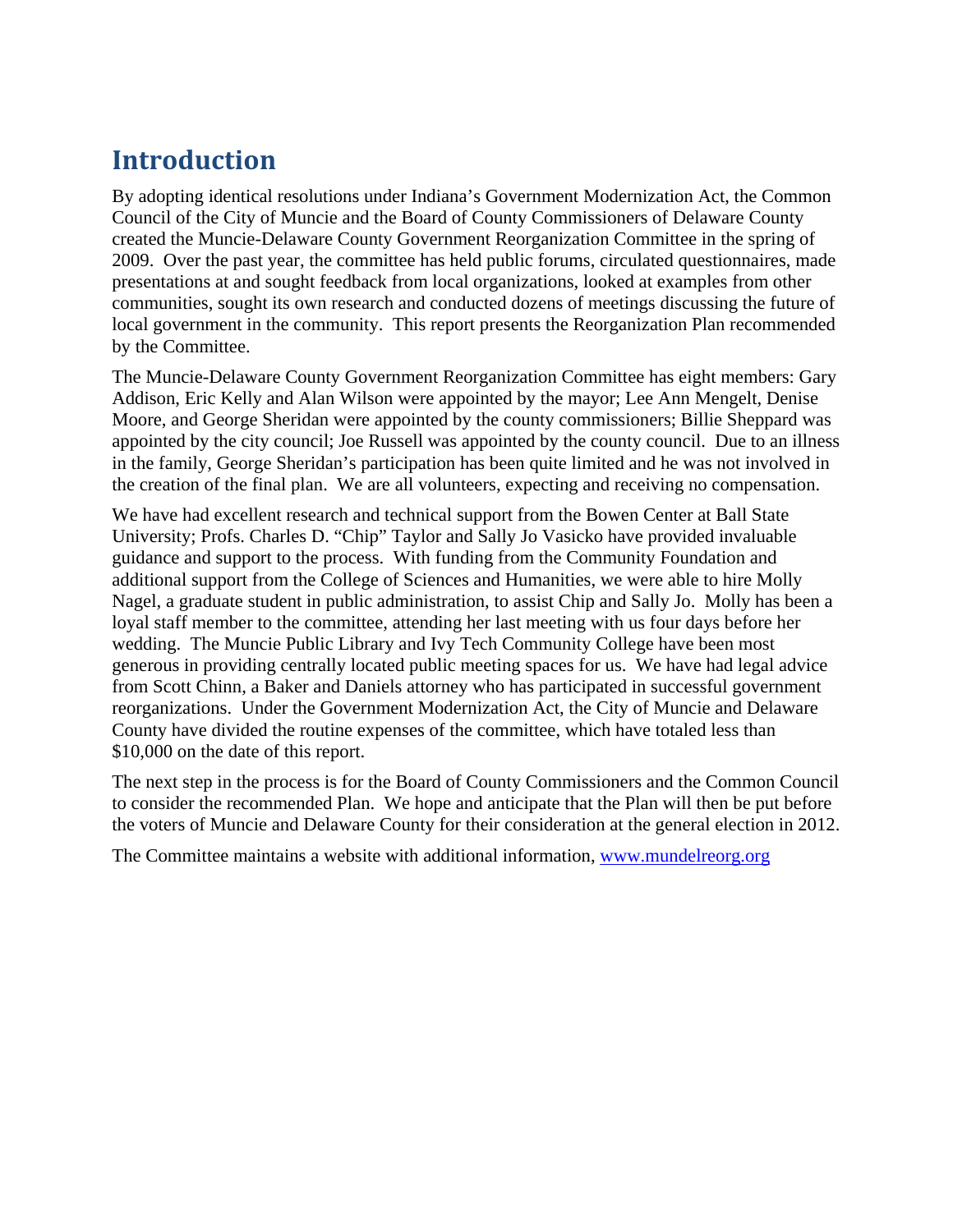## Introduction

By adopting identical resolutions under Indiana's Government Modernization Act, the Common Council of the City of Muncie and the Board of County Commissioners of Delaware County created the Muncie-Delaware County Government Reorganization Committee in the spring of 2009. Over the past year, the committee has held public forums, circulated questionnaires, made presentations at and sought feedback from local organizations, looked at examples from other communities, sought its own research and conducted dozens of meetings discussing the future of local government in the community. This report presents the Reorganization Plan recommended by the Committee.

The Muncie-Delaware County Government Reorganization Committee has eight members: Gary Addison, Eric Kelly and Alan Wilson were appointed by the mayor; Lee Ann Mengelt, Denise Moore, and George Sheridan were appointed by the county commissioners; Billie Sheppard was appointed by the city council; Joe Russell was appointed by the county council. Due to an illness in the family, George Sheridan's participation has been quite limited and he was not involved in the creation of the final plan. We are all volunteers, expecting and receiving no compensation.

We have had excellent research and technical support from the Bowen Center at Ball State University; Profs. Charles D. "Chip" Taylor and Sally Jo Vasicko have provided invaluable guidance and support to the process. With funding from the Community Foundation and additional support from the College of Sciences and Humanities, we were able to hire Molly Nagel, a graduate student in public administration, to assist Chip and Sally Jo. Molly has been a loyal staff member to the committee, attending her last meeting with us four days before her wedding. The Muncie Public Library and Ivy Tech Community College have been most generous in providing centrally located public meeting spaces for us. We have had legal advice from Scott Chinn, a Baker and Daniels attorney who has participated in successful government reorganizations. Under the Government Modernization Act, the City of Muncie and Delaware County have divided the routine expenses of the committee, which have totaled less than $10,000 on the date of this report.

The next step in the process is for the Board of County Commissioners and the Common Council to consider the recommended Plan. We hope and anticipate that the Plan will then be put before the voters of Muncie and Delaware County for their consideration at the general election in 2012.

The Committee maintains a website with additional information, [www.mundelreorg.org](http://www.mundelreorg.org)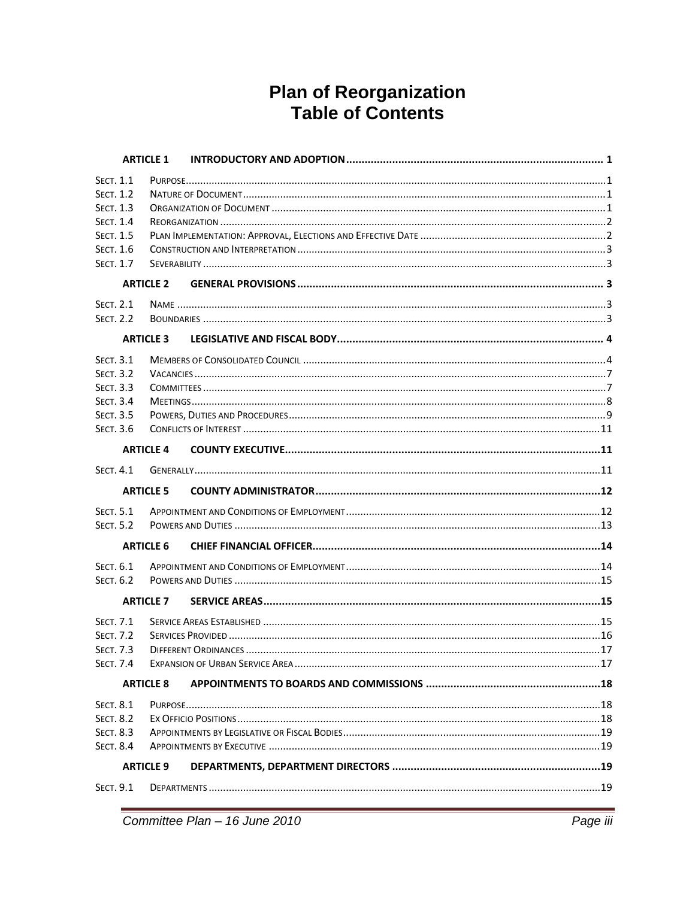# Plan of Reorganization
# Table of Contents

| | | |
|---|---|---|
| **ARTICLE 1** | **INTRODUCTORY AND ADOPTION** | **1** |
| SECT. 1.1 | PURPOSE | 1 |
| SECT. 1.2 | NATURE OF DOCUMENT | 1 |
| SECT. 1.3 | ORGANIZATION OF DOCUMENT | 1 |
| SECT. 1.4 | REORGANIZATION | 2 |
| SECT. 1.5 | PLAN IMPLEMENTATION: APPROVAL, ELECTIONS AND EFFECTIVE DATE | 2 |
| SECT. 1.6 | CONSTRUCTION AND INTERPRETATION | 3 |
| SECT. 1.7 | SEVERABILITY | 3 |
| **ARTICLE 2** | **GENERAL PROVISIONS** | **3** |
| SECT. 2.1 | NAME | 3 |
| SECT. 2.2 | BOUNDARIES | 3 |
| **ARTICLE 3** | **LEGISLATIVE AND FISCAL BODY** | **4** |
| SECT. 3.1 | MEMBERS OF CONSOLIDATED COUNCIL | 4 |
| SECT. 3.2 | VACANCIES | 7 |
| SECT. 3.3 | COMMITTEES | 7 |
| SECT. 3.4 | MEETINGS | 8 |
| SECT. 3.5 | POWERS, DUTIES AND PROCEDURES | 9 |
| SECT. 3.6 | CONFLICTS OF INTEREST | 11 |
| **ARTICLE 4** | **COUNTY EXECUTIVE** | **11** |
| SECT. 4.1 | GENERALLY | 11 |
| **ARTICLE 5** | **COUNTY ADMINISTRATOR** | **12** |
| SECT. 5.1 | APPOINTMENT AND CONDITIONS OF EMPLOYMENT | 12 |
| SECT. 5.2 | POWERS AND DUTIES | 13 |
| **ARTICLE 6** | **CHIEF FINANCIAL OFFICER** | **14** |
| SECT. 6.1 | APPOINTMENT AND CONDITIONS OF EMPLOYMENT | 14 |
| SECT. 6.2 | POWERS AND DUTIES | 15 |
| **ARTICLE 7** | **SERVICE AREAS** | **15** |
| SECT. 7.1 | SERVICE AREAS ESTABLISHED | 15 |
| SECT. 7.2 | SERVICES PROVIDED | 16 |
| SECT. 7.3 | DIFFERENT ORDINANCES | 17 |
| SECT. 7.4 | EXPANSION OF URBAN SERVICE AREA | 17 |
| **ARTICLE 8** | **APPOINTMENTS TO BOARDS AND COMMISSIONS** | **18** |
| SECT. 8.1 | PURPOSE | 18 |
| SECT. 8.2 | EX OFFICIO POSITIONS | 18 |
| SECT. 8.3 | APPOINTMENTS BY LEGISLATIVE OR FISCAL BODIES | 19 |
| SECT. 8.4 | APPOINTMENTS BY EXECUTIVE | 19 |
| **ARTICLE 9** | **DEPARTMENTS, DEPARTMENT DIRECTORS** | **19** |
| SECT. 9.1 | DEPARTMENTS | 19 |

Committee Plan – 16 June 2010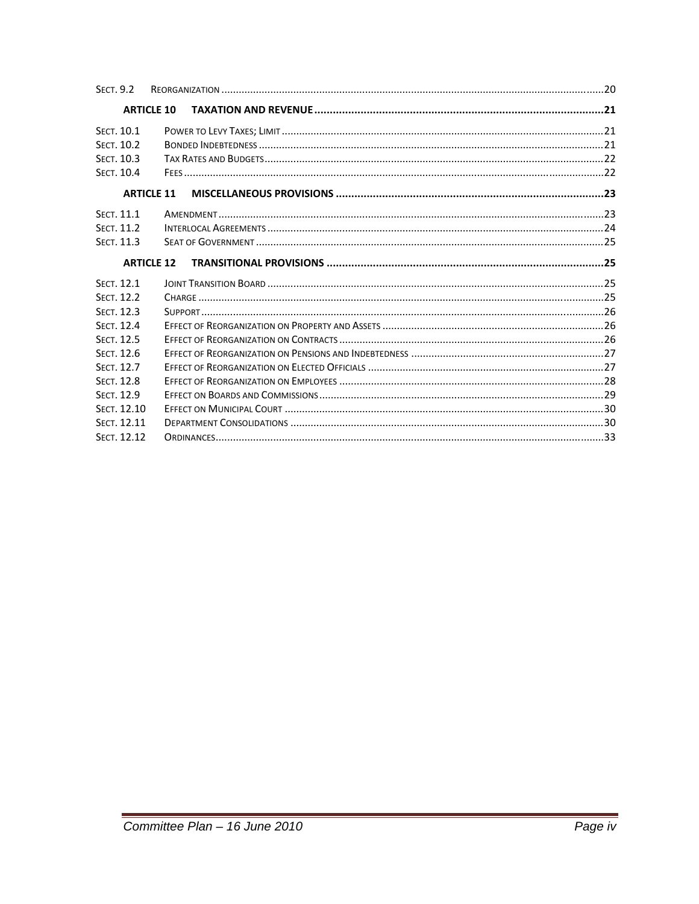| | | |
|---|---|---|
| Sect. 9.2 | Reorganization | 20 |
| **Article 10** | **Taxation and Revenue** | **21** |
| Sect. 10.1 | Power to Levy Taxes; Limit | 21 |
| Sect. 10.2 | Bonded Indebtedness | 21 |
| Sect. 10.3 | Tax Rates and Budgets | 22 |
| Sect. 10.4 | Fees | 22 |
| **Article 11** | **Miscellaneous Provisions** | **23** |
| Sect. 11.1 | Amendment | 23 |
| Sect. 11.2 | Interlocal Agreements | 24 |
| Sect. 11.3 | Seat of Government | 25 |
| **Article 12** | **Transitional Provisions** | **25** |
| Sect. 12.1 | Joint Transition Board | 25 |
| Sect. 12.2 | Charge | 25 |
| Sect. 12.3 | Support | 26 |
| Sect. 12.4 | Effect of Reorganization on Property and Assets | 26 |
| Sect. 12.5 | Effect of Reorganization on Contracts | 26 |
| Sect. 12.6 | Effect of Reorganization on Pensions and Indebtedness | 27 |
| Sect. 12.7 | Effect of Reorganization on Elected Officials | 27 |
| Sect. 12.8 | Effect of Reorganization on Employees | 28 |
| Sect. 12.9 | Effect on Boards and Commissions | 29 |
| Sect. 12.10 | Effect on Municipal Court | 30 |
| Sect. 12.11 | Department Consolidations | 30 |
| Sect. 12.12 | Ordinances | 33 |

*Committee Plan – 16 June 2010*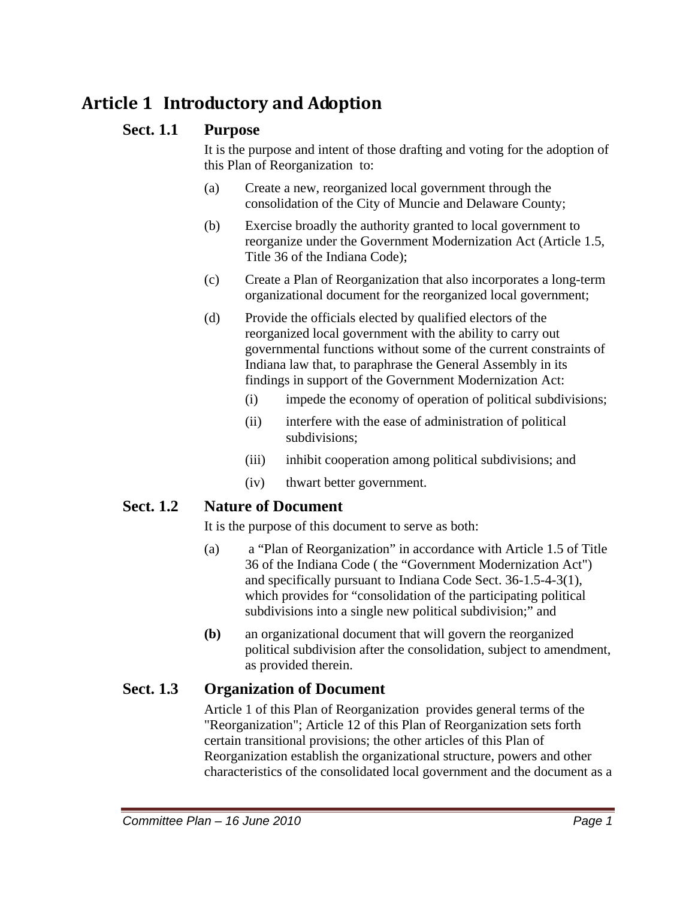# Article 1 Introductory and Adoption

## Sect. 1.1 Purpose

It is the purpose and intent of those drafting and voting for the adoption of this Plan of Reorganization to:

(a) Create a new, reorganized local government through the consolidation of the City of Muncie and Delaware County;

(b) Exercise broadly the authority granted to local government to reorganize under the Government Modernization Act (Article 1.5, Title 36 of the Indiana Code);

(c) Create a Plan of Reorganization that also incorporates a long-term organizational document for the reorganized local government;

(d) Provide the officials elected by qualified electors of the reorganized local government with the ability to carry out governmental functions without some of the current constraints of Indiana law that, to paraphrase the General Assembly in its findings in support of the Government Modernization Act:

  (i) impede the economy of operation of political subdivisions;

  (ii) interfere with the ease of administration of political subdivisions;

  (iii) inhibit cooperation among political subdivisions; and

  (iv) thwart better government.

## Sect. 1.2 Nature of Document

It is the purpose of this document to serve as both:

(a) a "Plan of Reorganization" in accordance with Article 1.5 of Title 36 of the Indiana Code ( the "Government Modernization Act") and specifically pursuant to Indiana Code Sect. 36-1.5-4-3(1), which provides for "consolidation of the participating political subdivisions into a single new political subdivision;" and

**(b)** an organizational document that will govern the reorganized political subdivision after the consolidation, subject to amendment, as provided therein.

## Sect. 1.3 Organization of Document

Article 1 of this Plan of Reorganization provides general terms of the "Reorganization"; Article 12 of this Plan of Reorganization sets forth certain transitional provisions; the other articles of this Plan of Reorganization establish the organizational structure, powers and other characteristics of the consolidated local government and the document as a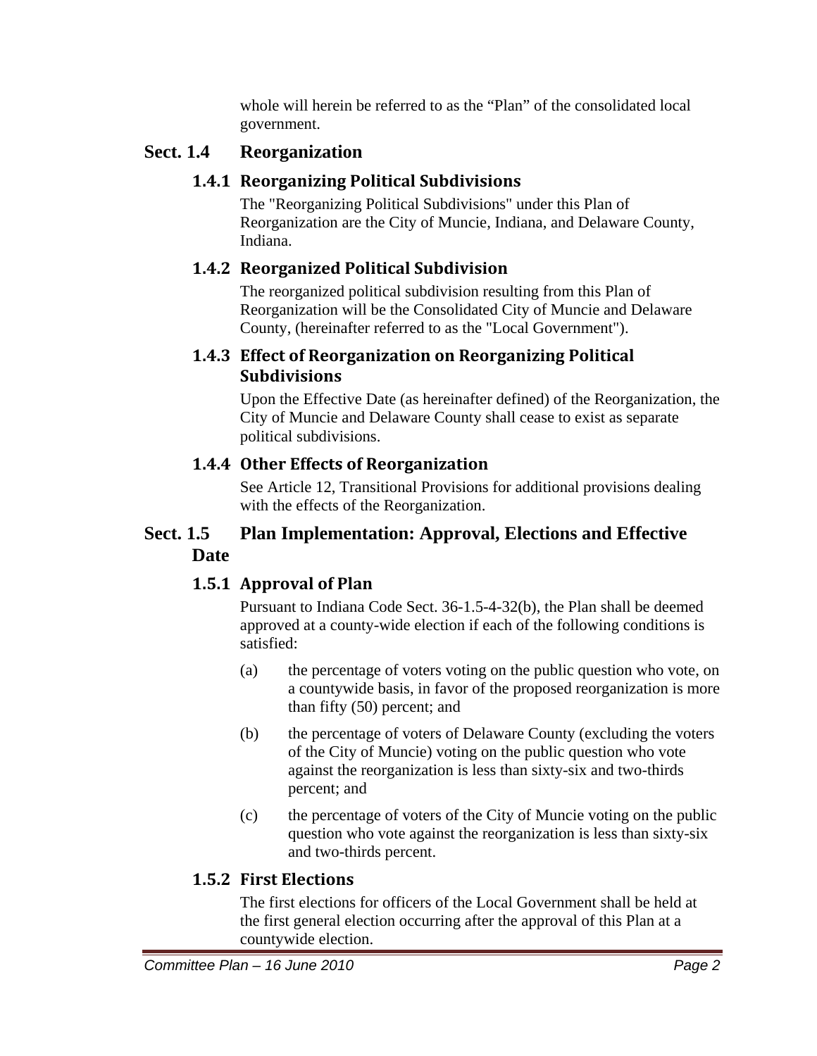whole will herein be referred to as the "Plan" of the consolidated local government.

## Sect. 1.4 Reorganization

### 1.4.1 Reorganizing Political Subdivisions

The "Reorganizing Political Subdivisions" under this Plan of Reorganization are the City of Muncie, Indiana, and Delaware County, Indiana.

### 1.4.2 Reorganized Political Subdivision

The reorganized political subdivision resulting from this Plan of Reorganization will be the Consolidated City of Muncie and Delaware County, (hereinafter referred to as the "Local Government").

### 1.4.3 Effect of Reorganization on Reorganizing Political Subdivisions

Upon the Effective Date (as hereinafter defined) of the Reorganization, the City of Muncie and Delaware County shall cease to exist as separate political subdivisions.

### 1.4.4 Other Effects of Reorganization

See Article 12, Transitional Provisions for additional provisions dealing with the effects of the Reorganization.

## Sect. 1.5 Plan Implementation: Approval, Elections and Effective Date

### 1.5.1 Approval of Plan

Pursuant to Indiana Code Sect. 36-1.5-4-32(b), the Plan shall be deemed approved at a county-wide election if each of the following conditions is satisfied:

(a) the percentage of voters voting on the public question who vote, on a countywide basis, in favor of the proposed reorganization is more than fifty (50) percent; and

(b) the percentage of voters of Delaware County (excluding the voters of the City of Muncie) voting on the public question who vote against the reorganization is less than sixty-six and two-thirds percent; and

(c) the percentage of voters of the City of Muncie voting on the public question who vote against the reorganization is less than sixty-six and two-thirds percent.

### 1.5.2 First Elections

The first elections for officers of the Local Government shall be held at the first general election occurring after the approval of this Plan at a countywide election.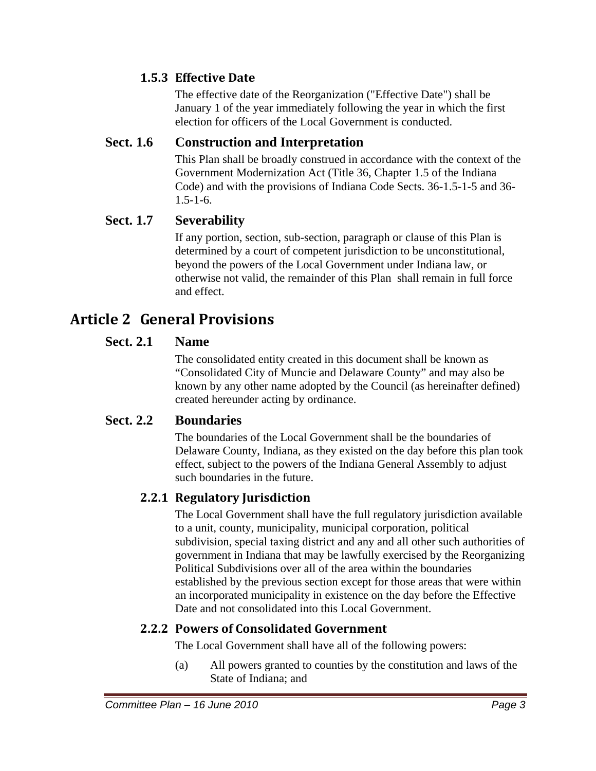#### 1.5.3 Effective Date

The effective date of the Reorganization ("Effective Date") shall be January 1 of the year immediately following the year in which the first election for officers of the Local Government is conducted.

### Sect. 1.6 Construction and Interpretation

This Plan shall be broadly construed in accordance with the context of the Government Modernization Act (Title 36, Chapter 1.5 of the Indiana Code) and with the provisions of Indiana Code Sects. 36-1.5-1-5 and 36-1.5-1-6.

### Sect. 1.7 Severability

If any portion, section, sub-section, paragraph or clause of this Plan is determined by a court of competent jurisdiction to be unconstitutional, beyond the powers of the Local Government under Indiana law, or otherwise not valid, the remainder of this Plan shall remain in full force and effect.

## Article 2 General Provisions

### Sect. 2.1 Name

The consolidated entity created in this document shall be known as "Consolidated City of Muncie and Delaware County" and may also be known by any other name adopted by the Council (as hereinafter defined) created hereunder acting by ordinance.

### Sect. 2.2 Boundaries

The boundaries of the Local Government shall be the boundaries of Delaware County, Indiana, as they existed on the day before this plan took effect, subject to the powers of the Indiana General Assembly to adjust such boundaries in the future.

#### 2.2.1 Regulatory Jurisdiction

The Local Government shall have the full regulatory jurisdiction available to a unit, county, municipality, municipal corporation, political subdivision, special taxing district and any and all other such authorities of government in Indiana that may be lawfully exercised by the Reorganizing Political Subdivisions over all of the area within the boundaries established by the previous section except for those areas that were within an incorporated municipality in existence on the day before the Effective Date and not consolidated into this Local Government.

#### 2.2.2 Powers of Consolidated Government

The Local Government shall have all of the following powers:

(a) All powers granted to counties by the constitution and laws of the State of Indiana; and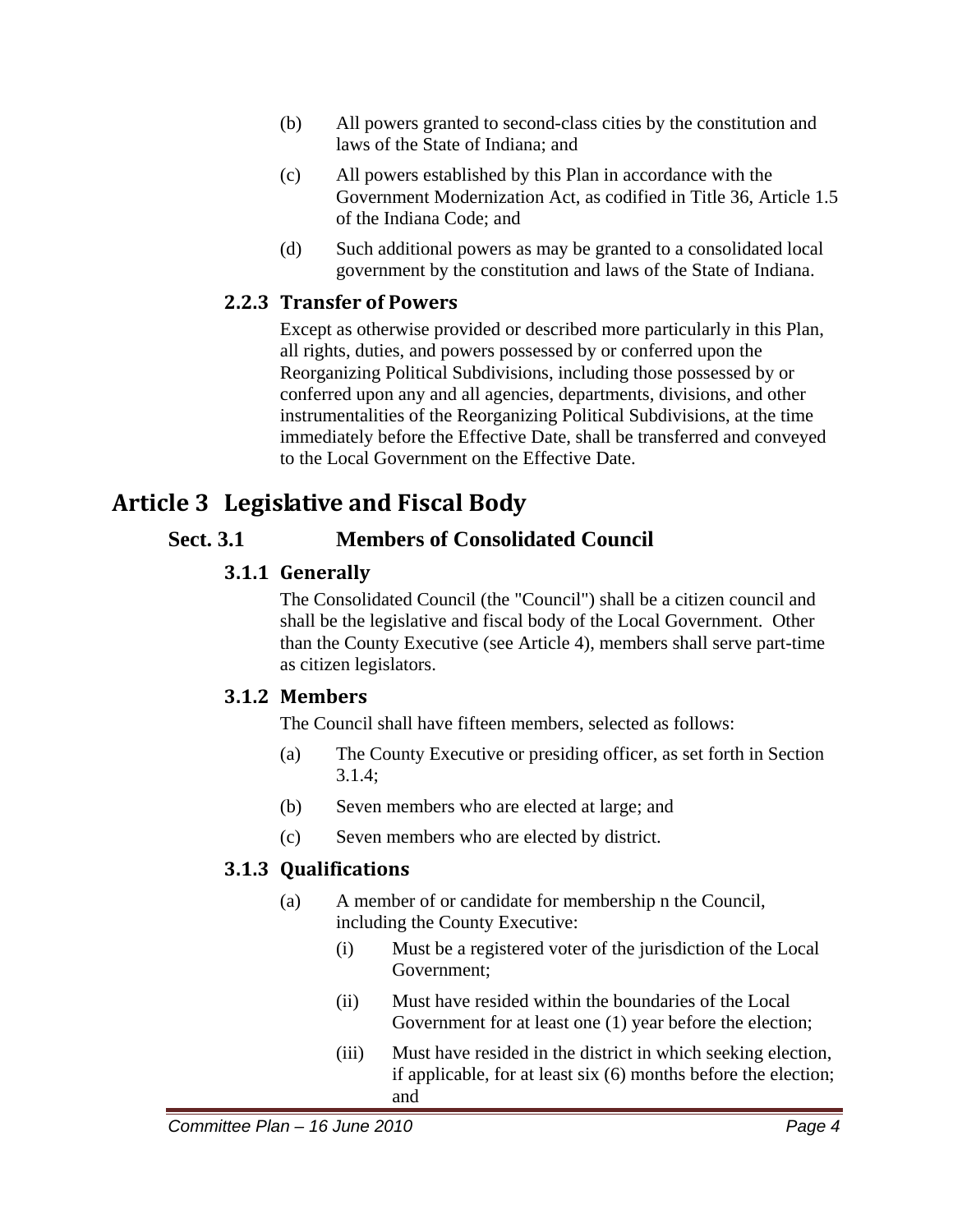(b) All powers granted to second-class cities by the constitution and laws of the State of Indiana; and

(c) All powers established by this Plan in accordance with the Government Modernization Act, as codified in Title 36, Article 1.5 of the Indiana Code; and

(d) Such additional powers as may be granted to a consolidated local government by the constitution and laws of the State of Indiana.

### 2.2.3 Transfer of Powers

Except as otherwise provided or described more particularly in this Plan, all rights, duties, and powers possessed by or conferred upon the Reorganizing Political Subdivisions, including those possessed by or conferred upon any and all agencies, departments, divisions, and other instrumentalities of the Reorganizing Political Subdivisions, at the time immediately before the Effective Date, shall be transferred and conveyed to the Local Government on the Effective Date.

# Article 3 Legislative and Fiscal Body

## Sect. 3.1 Members of Consolidated Council

### 3.1.1 Generally

The Consolidated Council (the "Council") shall be a citizen council and shall be the legislative and fiscal body of the Local Government. Other than the County Executive (see Article 4), members shall serve part-time as citizen legislators.

### 3.1.2 Members

The Council shall have fifteen members, selected as follows:

(a) The County Executive or presiding officer, as set forth in Section 3.1.4;

(b) Seven members who are elected at large; and

(c) Seven members who are elected by district.

### 3.1.3 Qualifications

(a) A member of or candidate for membership n the Council, including the County Executive:

(i) Must be a registered voter of the jurisdiction of the Local Government;

(ii) Must have resided within the boundaries of the Local Government for at least one (1) year before the election;

(iii) Must have resided in the district in which seeking election, if applicable, for at least six (6) months before the election; and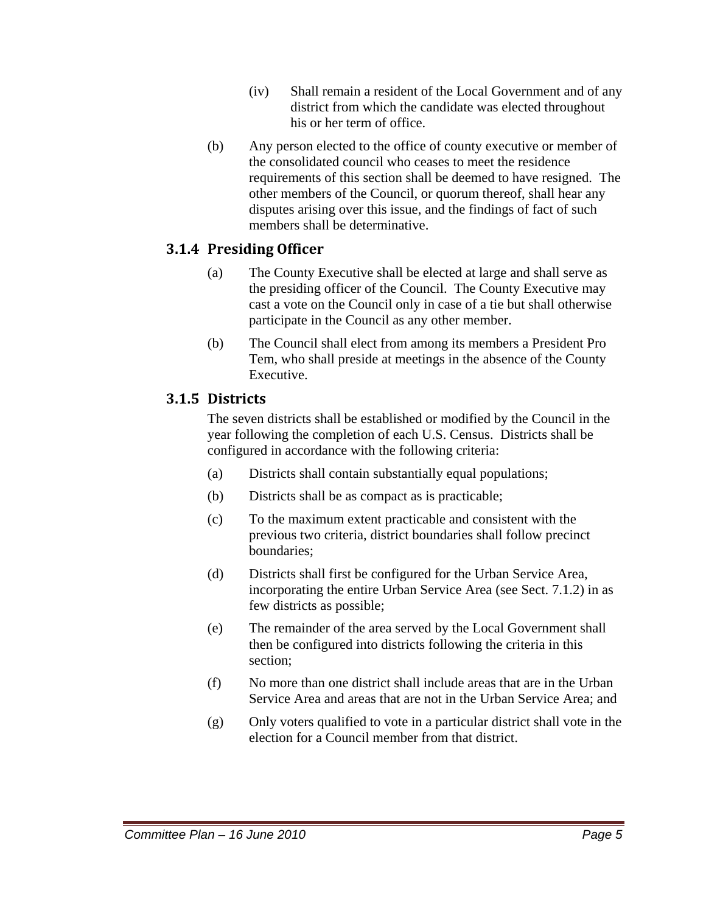(iv) Shall remain a resident of the Local Government and of any district from which the candidate was elected throughout his or her term of office.

(b) Any person elected to the office of county executive or member of the consolidated council who ceases to meet the residence requirements of this section shall be deemed to have resigned. The other members of the Council, or quorum thereof, shall hear any disputes arising over this issue, and the findings of fact of such members shall be determinative.

### 3.1.4 Presiding Officer

(a) The County Executive shall be elected at large and shall serve as the presiding officer of the Council. The County Executive may cast a vote on the Council only in case of a tie but shall otherwise participate in the Council as any other member.

(b) The Council shall elect from among its members a President Pro Tem, who shall preside at meetings in the absence of the County Executive.

### 3.1.5 Districts

The seven districts shall be established or modified by the Council in the year following the completion of each U.S. Census. Districts shall be configured in accordance with the following criteria:

(a) Districts shall contain substantially equal populations;

(b) Districts shall be as compact as is practicable;

(c) To the maximum extent practicable and consistent with the previous two criteria, district boundaries shall follow precinct boundaries;

(d) Districts shall first be configured for the Urban Service Area, incorporating the entire Urban Service Area (see Sect. 7.1.2) in as few districts as possible;

(e) The remainder of the area served by the Local Government shall then be configured into districts following the criteria in this section;

(f) No more than one district shall include areas that are in the Urban Service Area and areas that are not in the Urban Service Area; and

(g) Only voters qualified to vote in a particular district shall vote in the election for a Council member from that district.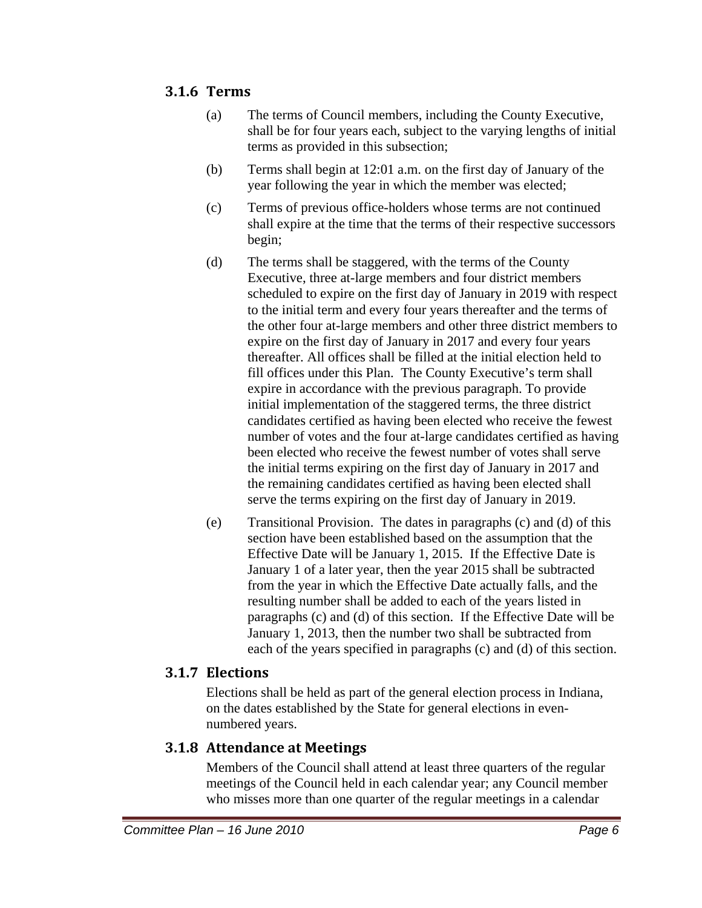### 3.1.6 Terms

(a) The terms of Council members, including the County Executive, shall be for four years each, subject to the varying lengths of initial terms as provided in this subsection;

(b) Terms shall begin at 12:01 a.m. on the first day of January of the year following the year in which the member was elected;

(c) Terms of previous office-holders whose terms are not continued shall expire at the time that the terms of their respective successors begin;

(d) The terms shall be staggered, with the terms of the County Executive, three at-large members and four district members scheduled to expire on the first day of January in 2019 with respect to the initial term and every four years thereafter and the terms of the other four at-large members and other three district members to expire on the first day of January in 2017 and every four years thereafter. All offices shall be filled at the initial election held to fill offices under this Plan. The County Executive's term shall expire in accordance with the previous paragraph. To provide initial implementation of the staggered terms, the three district candidates certified as having been elected who receive the fewest number of votes and the four at-large candidates certified as having been elected who receive the fewest number of votes shall serve the initial terms expiring on the first day of January in 2017 and the remaining candidates certified as having been elected shall serve the terms expiring on the first day of January in 2019.

(e) Transitional Provision. The dates in paragraphs (c) and (d) of this section have been established based on the assumption that the Effective Date will be January 1, 2015. If the Effective Date is January 1 of a later year, then the year 2015 shall be subtracted from the year in which the Effective Date actually falls, and the resulting number shall be added to each of the years listed in paragraphs (c) and (d) of this section. If the Effective Date will be January 1, 2013, then the number two shall be subtracted from each of the years specified in paragraphs (c) and (d) of this section.

### 3.1.7 Elections

Elections shall be held as part of the general election process in Indiana, on the dates established by the State for general elections in even-numbered years.

### 3.1.8 Attendance at Meetings

Members of the Council shall attend at least three quarters of the regular meetings of the Council held in each calendar year; any Council member who misses more than one quarter of the regular meetings in a calendar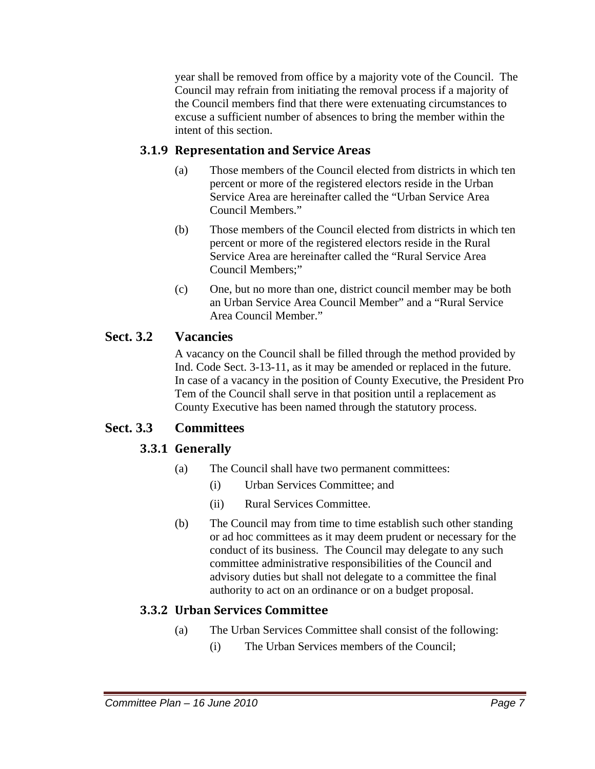year shall be removed from office by a majority vote of the Council. The Council may refrain from initiating the removal process if a majority of the Council members find that there were extenuating circumstances to excuse a sufficient number of absences to bring the member within the intent of this section.

### 3.1.9 Representation and Service Areas

(a) Those members of the Council elected from districts in which ten percent or more of the registered electors reside in the Urban Service Area are hereinafter called the "Urban Service Area Council Members."

(b) Those members of the Council elected from districts in which ten percent or more of the registered electors reside in the Rural Service Area are hereinafter called the "Rural Service Area Council Members;"

(c) One, but no more than one, district council member may be both an Urban Service Area Council Member" and a "Rural Service Area Council Member."

## Sect. 3.2 Vacancies

A vacancy on the Council shall be filled through the method provided by Ind. Code Sect. 3-13-11, as it may be amended or replaced in the future. In case of a vacancy in the position of County Executive, the President Pro Tem of the Council shall serve in that position until a replacement as County Executive has been named through the statutory process.

## Sect. 3.3 Committees

### 3.3.1 Generally

(a) The Council shall have two permanent committees:

- (i) Urban Services Committee; and
- (ii) Rural Services Committee.

(b) The Council may from time to time establish such other standing or ad hoc committees as it may deem prudent or necessary for the conduct of its business. The Council may delegate to any such committee administrative responsibilities of the Council and advisory duties but shall not delegate to a committee the final authority to act on an ordinance or on a budget proposal.

### 3.3.2 Urban Services Committee

(a) The Urban Services Committee shall consist of the following:

- (i) The Urban Services members of the Council;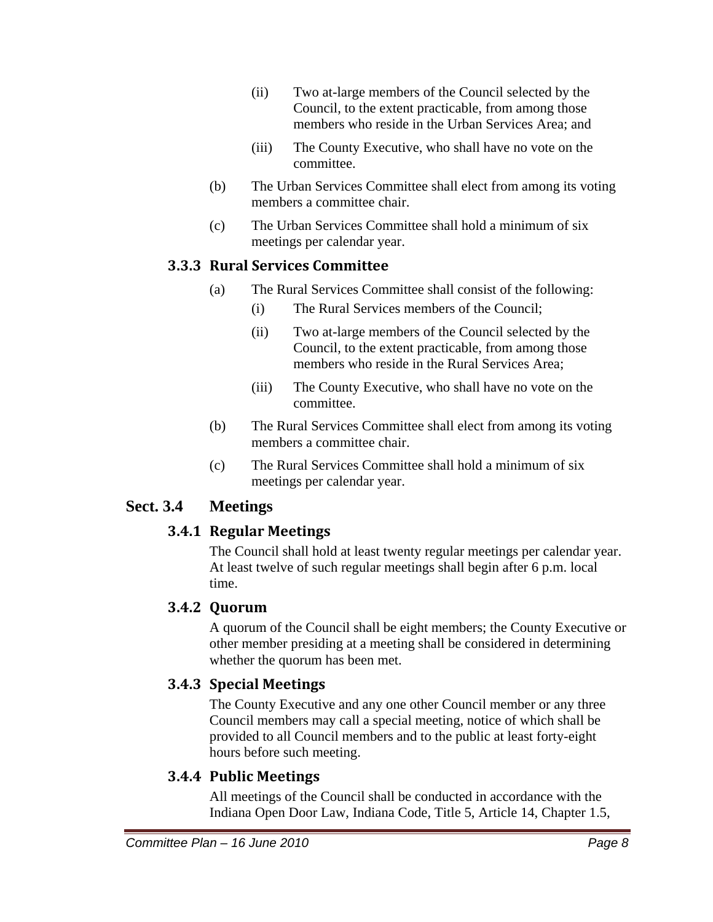(ii) Two at-large members of the Council selected by the Council, to the extent practicable, from among those members who reside in the Urban Services Area; and

(iii) The County Executive, who shall have no vote on the committee.

(b) The Urban Services Committee shall elect from among its voting members a committee chair.

(c) The Urban Services Committee shall hold a minimum of six meetings per calendar year.

### 3.3.3 Rural Services Committee

(a) The Rural Services Committee shall consist of the following:

(i) The Rural Services members of the Council;

(ii) Two at-large members of the Council selected by the Council, to the extent practicable, from among those members who reside in the Rural Services Area;

(iii) The County Executive, who shall have no vote on the committee.

(b) The Rural Services Committee shall elect from among its voting members a committee chair.

(c) The Rural Services Committee shall hold a minimum of six meetings per calendar year.

## Sect. 3.4 Meetings

### 3.4.1 Regular Meetings

The Council shall hold at least twenty regular meetings per calendar year. At least twelve of such regular meetings shall begin after 6 p.m. local time.

### 3.4.2 Quorum

A quorum of the Council shall be eight members; the County Executive or other member presiding at a meeting shall be considered in determining whether the quorum has been met.

### 3.4.3 Special Meetings

The County Executive and any one other Council member or any three Council members may call a special meeting, notice of which shall be provided to all Council members and to the public at least forty-eight hours before such meeting.

### 3.4.4 Public Meetings

All meetings of the Council shall be conducted in accordance with the Indiana Open Door Law, Indiana Code, Title 5, Article 14, Chapter 1.5,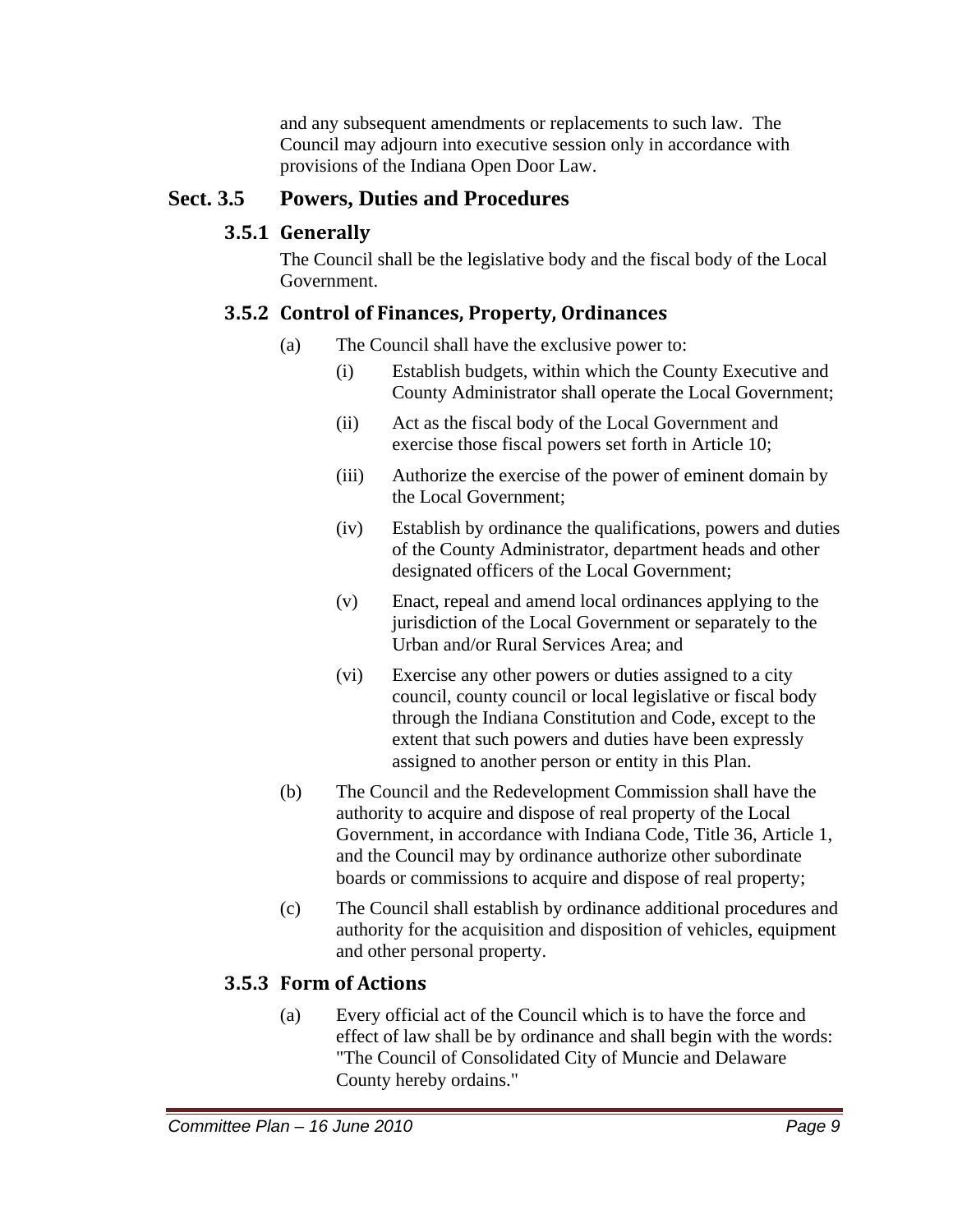and any subsequent amendments or replacements to such law. The Council may adjourn into executive session only in accordance with provisions of the Indiana Open Door Law.

## Sect. 3.5 Powers, Duties and Procedures

### 3.5.1 Generally

The Council shall be the legislative body and the fiscal body of the Local Government.

### 3.5.2 Control of Finances, Property, Ordinances

(a) The Council shall have the exclusive power to:

(i) Establish budgets, within which the County Executive and County Administrator shall operate the Local Government;

(ii) Act as the fiscal body of the Local Government and exercise those fiscal powers set forth in Article 10;

(iii) Authorize the exercise of the power of eminent domain by the Local Government;

(iv) Establish by ordinance the qualifications, powers and duties of the County Administrator, department heads and other designated officers of the Local Government;

(v) Enact, repeal and amend local ordinances applying to the jurisdiction of the Local Government or separately to the Urban and/or Rural Services Area; and

(vi) Exercise any other powers or duties assigned to a city council, county council or local legislative or fiscal body through the Indiana Constitution and Code, except to the extent that such powers and duties have been expressly assigned to another person or entity in this Plan.

(b) The Council and the Redevelopment Commission shall have the authority to acquire and dispose of real property of the Local Government, in accordance with Indiana Code, Title 36, Article 1, and the Council may by ordinance authorize other subordinate boards or commissions to acquire and dispose of real property;

(c) The Council shall establish by ordinance additional procedures and authority for the acquisition and disposition of vehicles, equipment and other personal property.

### 3.5.3 Form of Actions

(a) Every official act of the Council which is to have the force and effect of law shall be by ordinance and shall begin with the words: "The Council of Consolidated City of Muncie and Delaware County hereby ordains."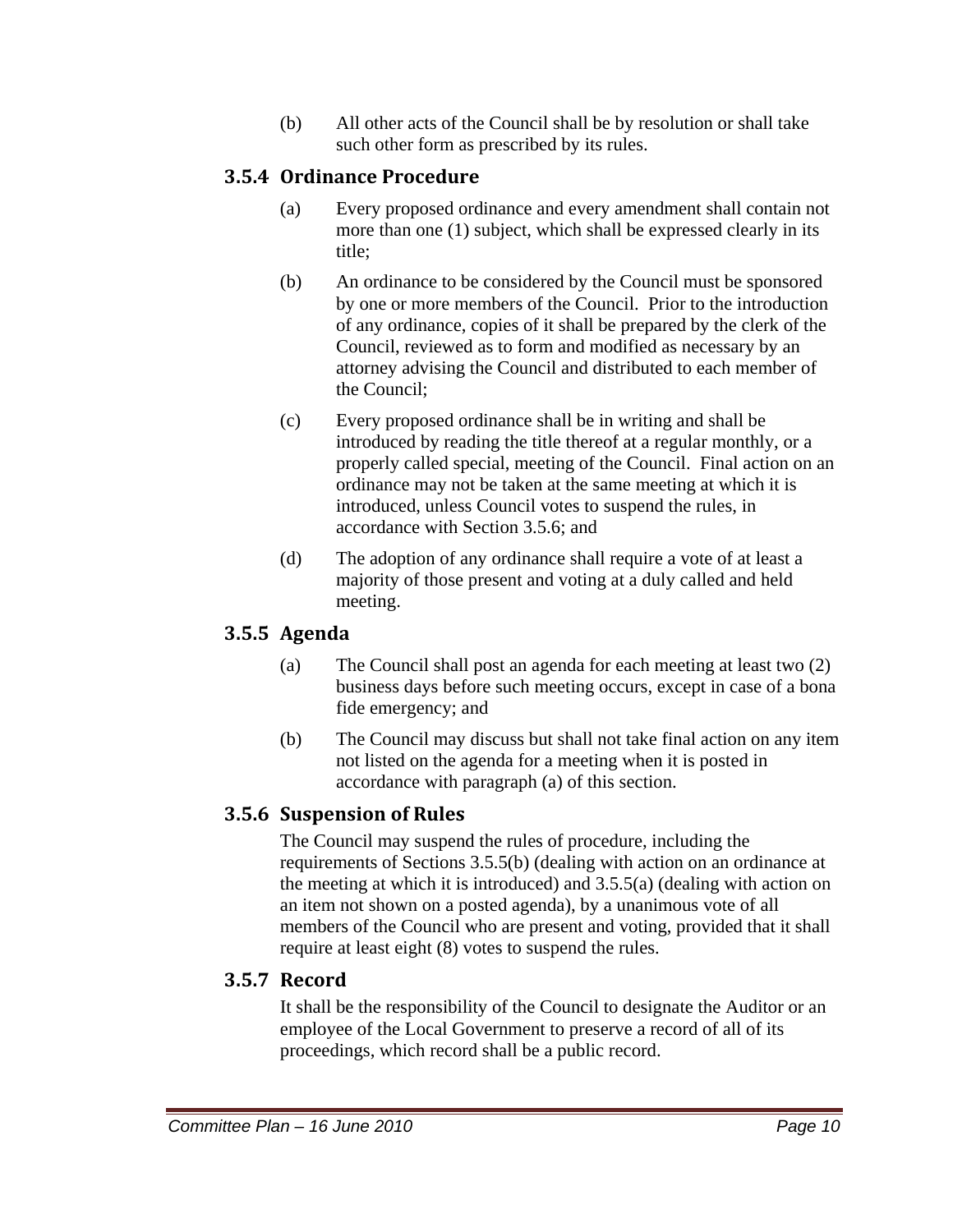(b) All other acts of the Council shall be by resolution or shall take such other form as prescribed by its rules.

### 3.5.4 Ordinance Procedure

(a) Every proposed ordinance and every amendment shall contain not more than one (1) subject, which shall be expressed clearly in its title;

(b) An ordinance to be considered by the Council must be sponsored by one or more members of the Council. Prior to the introduction of any ordinance, copies of it shall be prepared by the clerk of the Council, reviewed as to form and modified as necessary by an attorney advising the Council and distributed to each member of the Council;

(c) Every proposed ordinance shall be in writing and shall be introduced by reading the title thereof at a regular monthly, or a properly called special, meeting of the Council. Final action on an ordinance may not be taken at the same meeting at which it is introduced, unless Council votes to suspend the rules, in accordance with Section 3.5.6; and

(d) The adoption of any ordinance shall require a vote of at least a majority of those present and voting at a duly called and held meeting.

### 3.5.5 Agenda

(a) The Council shall post an agenda for each meeting at least two (2) business days before such meeting occurs, except in case of a bona fide emergency; and

(b) The Council may discuss but shall not take final action on any item not listed on the agenda for a meeting when it is posted in accordance with paragraph (a) of this section.

### 3.5.6 Suspension of Rules

The Council may suspend the rules of procedure, including the requirements of Sections 3.5.5(b) (dealing with action on an ordinance at the meeting at which it is introduced) and 3.5.5(a) (dealing with action on an item not shown on a posted agenda), by a unanimous vote of all members of the Council who are present and voting, provided that it shall require at least eight (8) votes to suspend the rules.

### 3.5.7 Record

It shall be the responsibility of the Council to designate the Auditor or an employee of the Local Government to preserve a record of all of its proceedings, which record shall be a public record.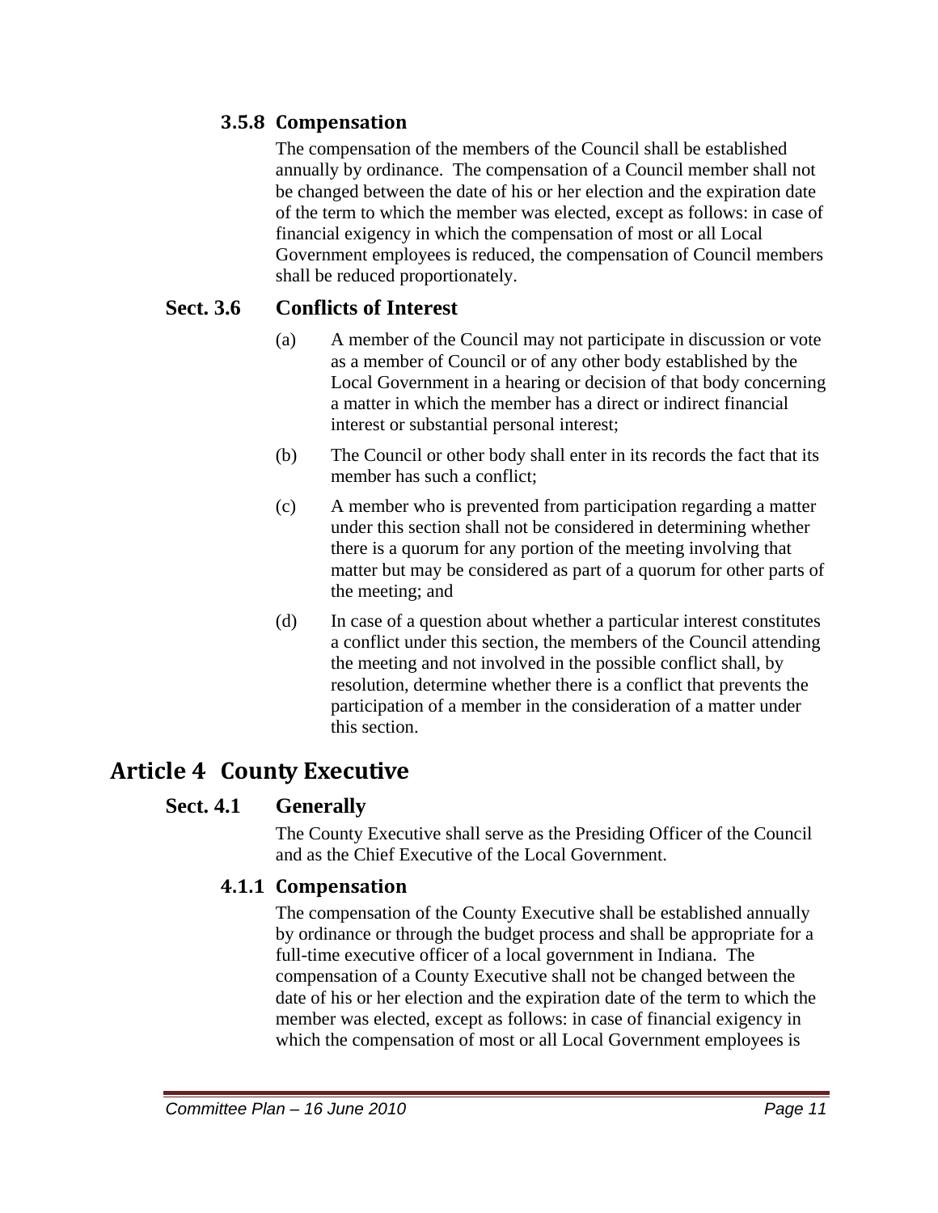#### 3.5.8 Compensation

The compensation of the members of the Council shall be established annually by ordinance. The compensation of a Council member shall not be changed between the date of his or her election and the expiration date of the term to which the member was elected, except as follows: in case of financial exigency in which the compensation of most or all Local Government employees is reduced, the compensation of Council members shall be reduced proportionately.

### Sect. 3.6 Conflicts of Interest

(a) A member of the Council may not participate in discussion or vote as a member of Council or of any other body established by the Local Government in a hearing or decision of that body concerning a matter in which the member has a direct or indirect financial interest or substantial personal interest;

(b) The Council or other body shall enter in its records the fact that its member has such a conflict;

(c) A member who is prevented from participation regarding a matter under this section shall not be considered in determining whether there is a quorum for any portion of the meeting involving that matter but may be considered as part of a quorum for other parts of the meeting; and

(d) In case of a question about whether a particular interest constitutes a conflict under this section, the members of the Council attending the meeting and not involved in the possible conflict shall, by resolution, determine whether there is a conflict that prevents the participation of a member in the consideration of a matter under this section.

## Article 4 County Executive

### Sect. 4.1 Generally

The County Executive shall serve as the Presiding Officer of the Council and as the Chief Executive of the Local Government.

#### 4.1.1 Compensation

The compensation of the County Executive shall be established annually by ordinance or through the budget process and shall be appropriate for a full-time executive officer of a local government in Indiana. The compensation of a County Executive shall not be changed between the date of his or her election and the expiration date of the term to which the member was elected, except as follows: in case of financial exigency in which the compensation of most or all Local Government employees is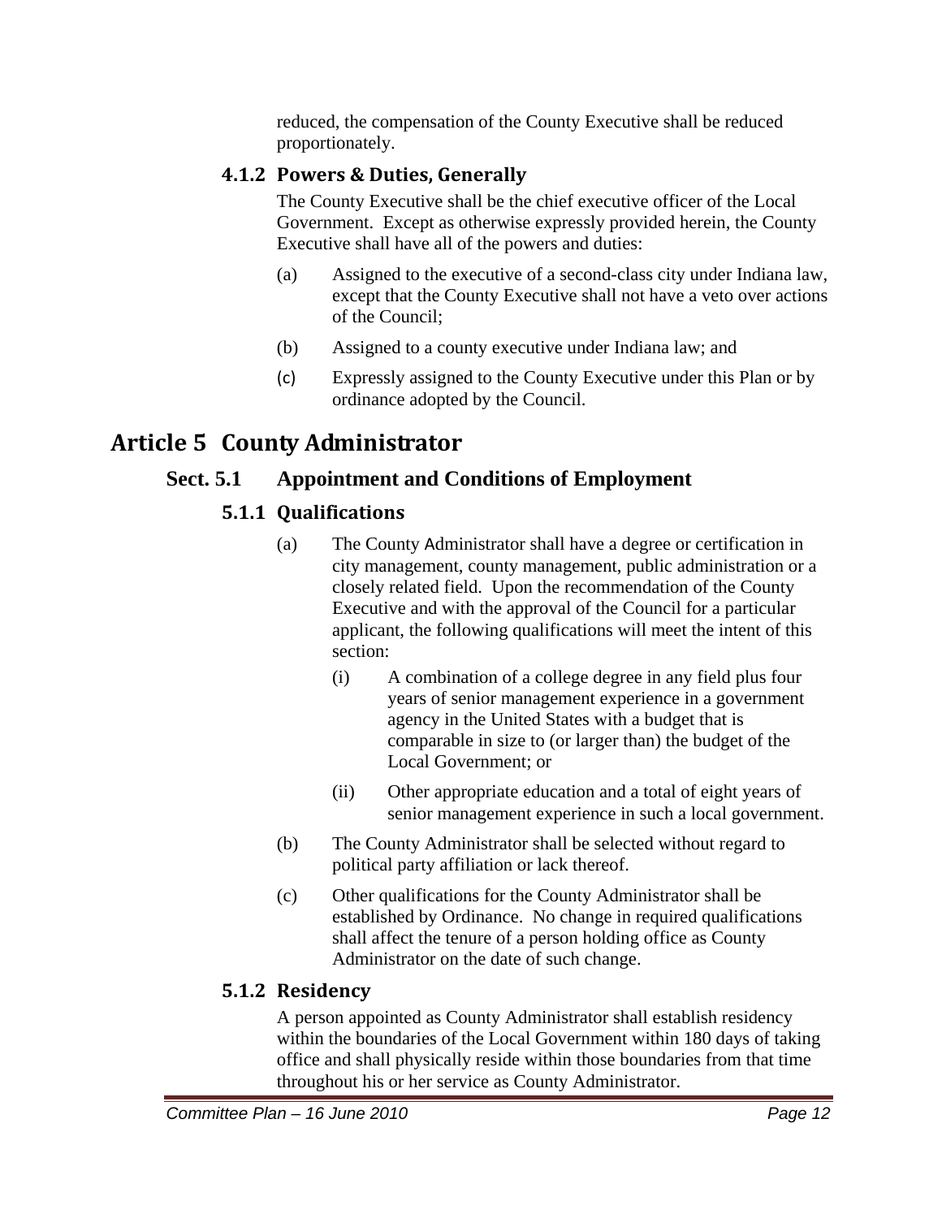reduced, the compensation of the County Executive shall be reduced proportionately.

#### 4.1.2 Powers & Duties, Generally

The County Executive shall be the chief executive officer of the Local Government. Except as otherwise expressly provided herein, the County Executive shall have all of the powers and duties:

(a) Assigned to the executive of a second-class city under Indiana law, except that the County Executive shall not have a veto over actions of the Council;

(b) Assigned to a county executive under Indiana law; and

(c) Expressly assigned to the County Executive under this Plan or by ordinance adopted by the Council.

# Article 5 County Administrator

## Sect. 5.1 Appointment and Conditions of Employment

#### 5.1.1 Qualifications

(a) The County Administrator shall have a degree or certification in city management, county management, public administration or a closely related field. Upon the recommendation of the County Executive and with the approval of the Council for a particular applicant, the following qualifications will meet the intent of this section:

(i) A combination of a college degree in any field plus four years of senior management experience in a government agency in the United States with a budget that is comparable in size to (or larger than) the budget of the Local Government; or

(ii) Other appropriate education and a total of eight years of senior management experience in such a local government.

(b) The County Administrator shall be selected without regard to political party affiliation or lack thereof.

(c) Other qualifications for the County Administrator shall be established by Ordinance. No change in required qualifications shall affect the tenure of a person holding office as County Administrator on the date of such change.

#### 5.1.2 Residency

A person appointed as County Administrator shall establish residency within the boundaries of the Local Government within 180 days of taking office and shall physically reside within those boundaries from that time throughout his or her service as County Administrator.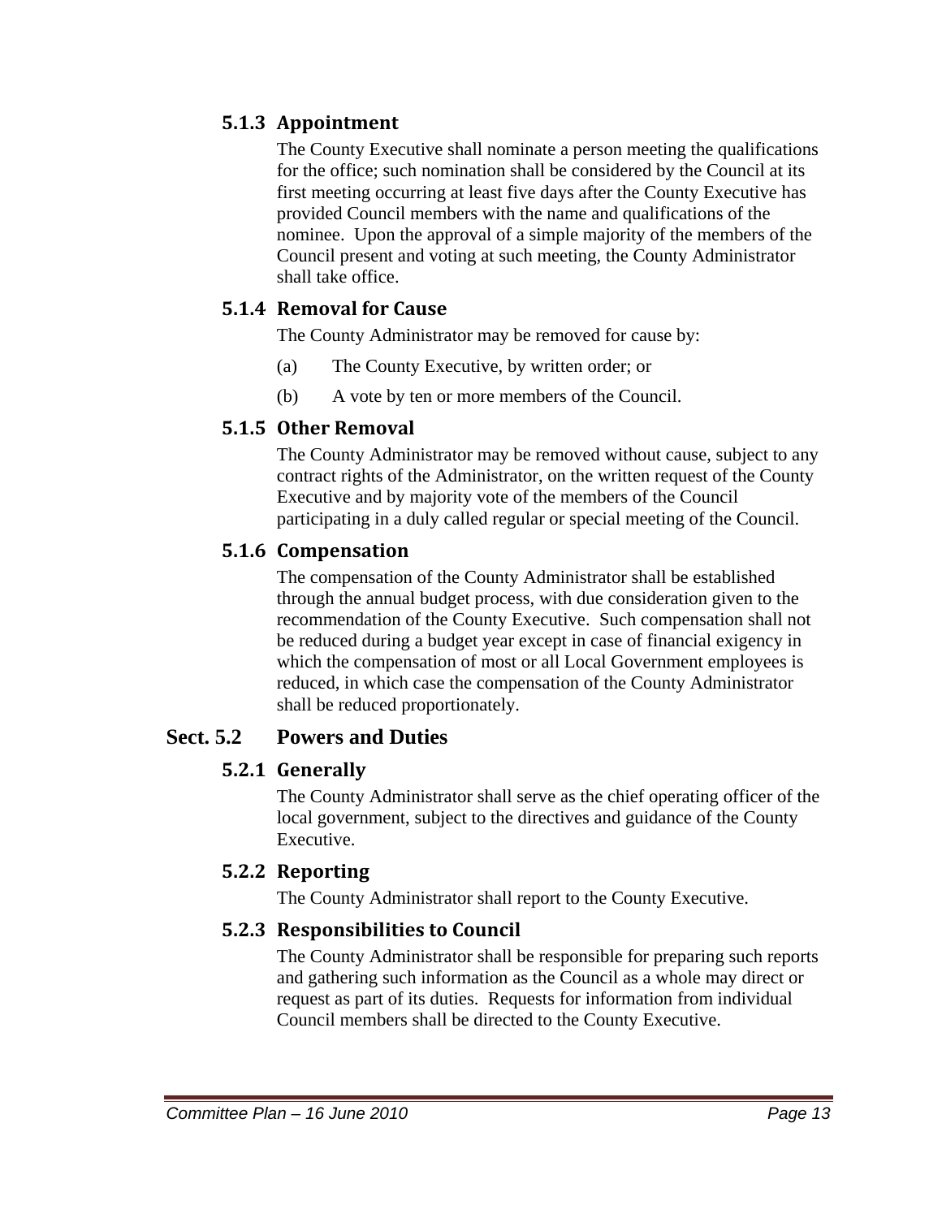### 5.1.3 Appointment

The County Executive shall nominate a person meeting the qualifications for the office; such nomination shall be considered by the Council at its first meeting occurring at least five days after the County Executive has provided Council members with the name and qualifications of the nominee. Upon the approval of a simple majority of the members of the Council present and voting at such meeting, the County Administrator shall take office.

### 5.1.4 Removal for Cause

The County Administrator may be removed for cause by:

(a) The County Executive, by written order; or

(b) A vote by ten or more members of the Council.

### 5.1.5 Other Removal

The County Administrator may be removed without cause, subject to any contract rights of the Administrator, on the written request of the County Executive and by majority vote of the members of the Council participating in a duly called regular or special meeting of the Council.

### 5.1.6 Compensation

The compensation of the County Administrator shall be established through the annual budget process, with due consideration given to the recommendation of the County Executive. Such compensation shall not be reduced during a budget year except in case of financial exigency in which the compensation of most or all Local Government employees is reduced, in which case the compensation of the County Administrator shall be reduced proportionately.

## Sect. 5.2 Powers and Duties

### 5.2.1 Generally

The County Administrator shall serve as the chief operating officer of the local government, subject to the directives and guidance of the County Executive.

### 5.2.2 Reporting

The County Administrator shall report to the County Executive.

### 5.2.3 Responsibilities to Council

The County Administrator shall be responsible for preparing such reports and gathering such information as the Council as a whole may direct or request as part of its duties. Requests for information from individual Council members shall be directed to the County Executive.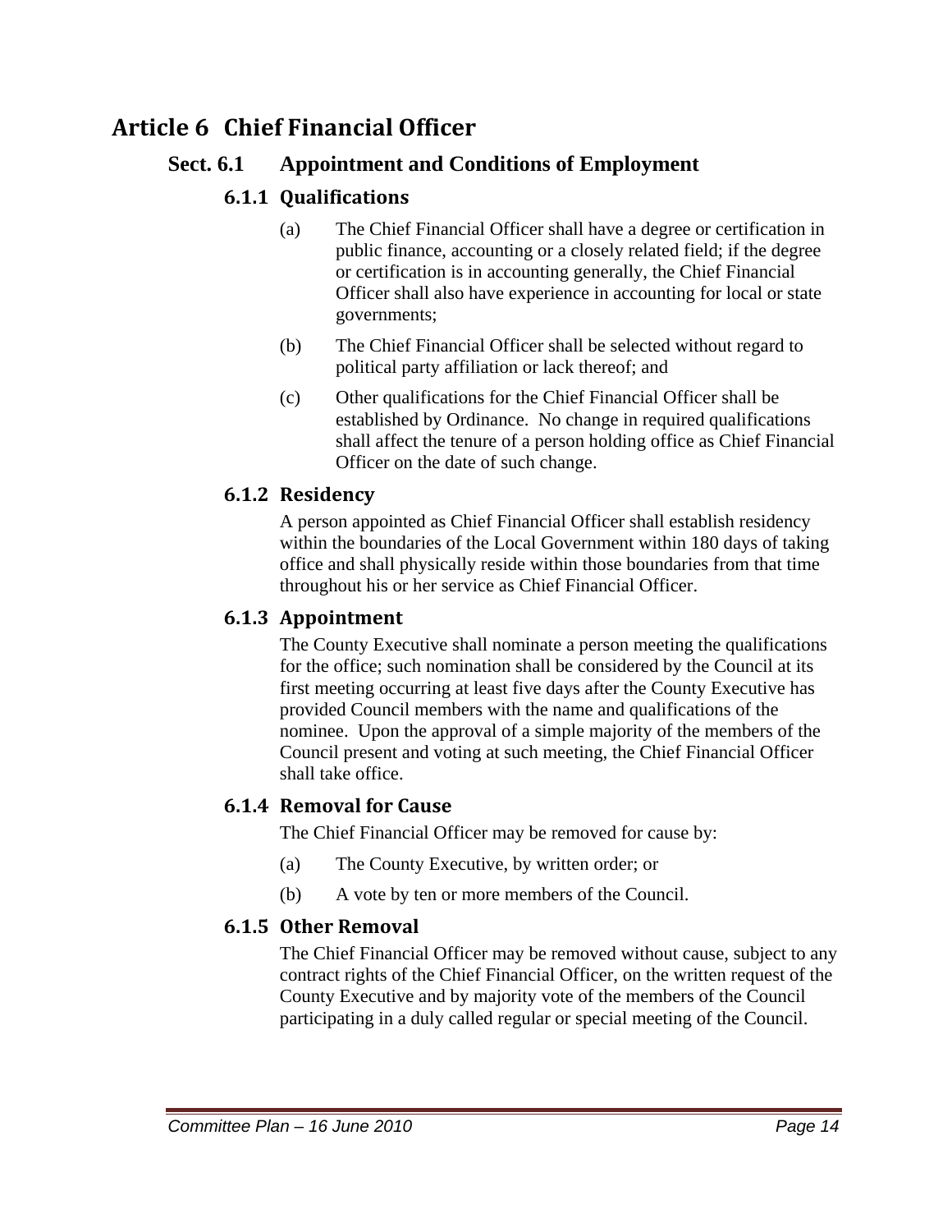# Article 6 Chief Financial Officer

## Sect. 6.1 Appointment and Conditions of Employment

### 6.1.1 Qualifications

(a) The Chief Financial Officer shall have a degree or certification in public finance, accounting or a closely related field; if the degree or certification is in accounting generally, the Chief Financial Officer shall also have experience in accounting for local or state governments;

(b) The Chief Financial Officer shall be selected without regard to political party affiliation or lack thereof; and

(c) Other qualifications for the Chief Financial Officer shall be established by Ordinance. No change in required qualifications shall affect the tenure of a person holding office as Chief Financial Officer on the date of such change.

### 6.1.2 Residency

A person appointed as Chief Financial Officer shall establish residency within the boundaries of the Local Government within 180 days of taking office and shall physically reside within those boundaries from that time throughout his or her service as Chief Financial Officer.

### 6.1.3 Appointment

The County Executive shall nominate a person meeting the qualifications for the office; such nomination shall be considered by the Council at its first meeting occurring at least five days after the County Executive has provided Council members with the name and qualifications of the nominee. Upon the approval of a simple majority of the members of the Council present and voting at such meeting, the Chief Financial Officer shall take office.

### 6.1.4 Removal for Cause

The Chief Financial Officer may be removed for cause by:

(a) The County Executive, by written order; or

(b) A vote by ten or more members of the Council.

### 6.1.5 Other Removal

The Chief Financial Officer may be removed without cause, subject to any contract rights of the Chief Financial Officer, on the written request of the County Executive and by majority vote of the members of the Council participating in a duly called regular or special meeting of the Council.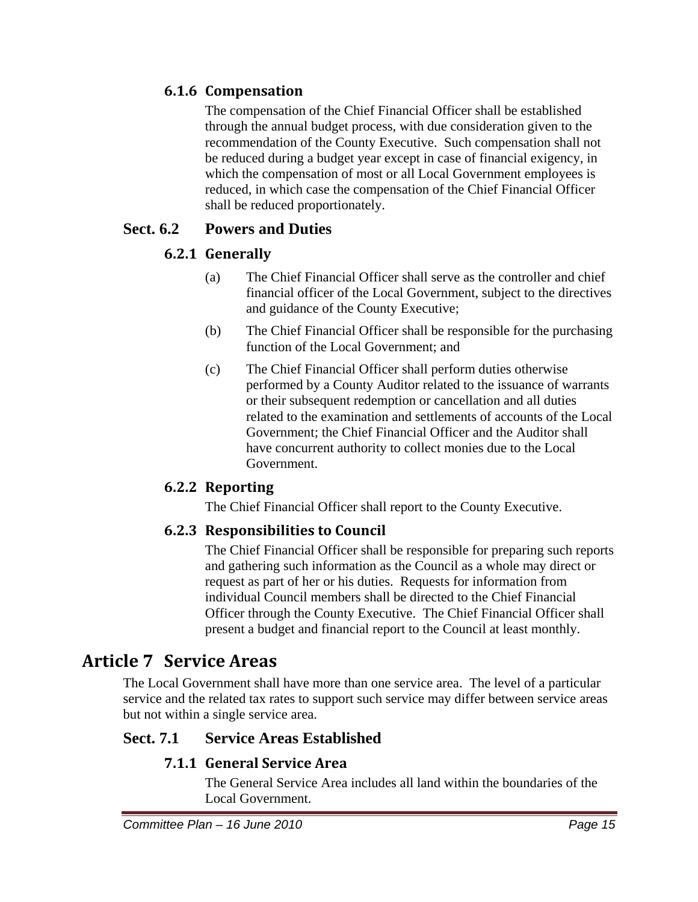### 6.1.6 Compensation

The compensation of the Chief Financial Officer shall be established through the annual budget process, with due consideration given to the recommendation of the County Executive. Such compensation shall not be reduced during a budget year except in case of financial exigency, in which the compensation of most or all Local Government employees is reduced, in which case the compensation of the Chief Financial Officer shall be reduced proportionately.

## Sect. 6.2 Powers and Duties

### 6.2.1 Generally

(a) The Chief Financial Officer shall serve as the controller and chief financial officer of the Local Government, subject to the directives and guidance of the County Executive;

(b) The Chief Financial Officer shall be responsible for the purchasing function of the Local Government; and

(c) The Chief Financial Officer shall perform duties otherwise performed by a County Auditor related to the issuance of warrants or their subsequent redemption or cancellation and all duties related to the examination and settlements of accounts of the Local Government; the Chief Financial Officer and the Auditor shall have concurrent authority to collect monies due to the Local Government.

### 6.2.2 Reporting

The Chief Financial Officer shall report to the County Executive.

### 6.2.3 Responsibilities to Council

The Chief Financial Officer shall be responsible for preparing such reports and gathering such information as the Council as a whole may direct or request as part of her or his duties. Requests for information from individual Council members shall be directed to the Chief Financial Officer through the County Executive. The Chief Financial Officer shall present a budget and financial report to the Council at least monthly.

# Article 7 Service Areas

The Local Government shall have more than one service area. The level of a particular service and the related tax rates to support such service may differ between service areas but not within a single service area.

## Sect. 7.1 Service Areas Established

### 7.1.1 General Service Area

The General Service Area includes all land within the boundaries of the Local Government.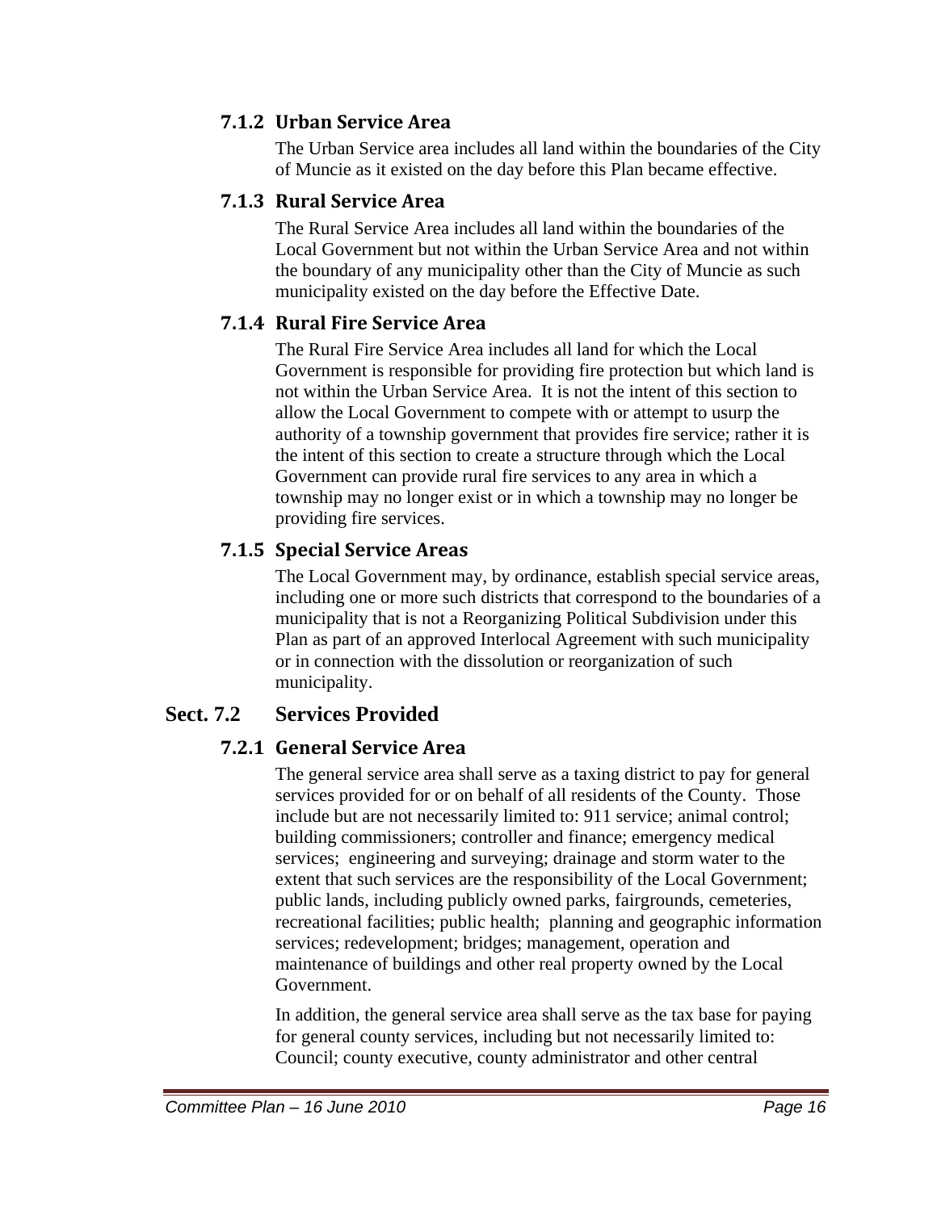### 7.1.2 Urban Service Area

The Urban Service area includes all land within the boundaries of the City of Muncie as it existed on the day before this Plan became effective.

### 7.1.3 Rural Service Area

The Rural Service Area includes all land within the boundaries of the Local Government but not within the Urban Service Area and not within the boundary of any municipality other than the City of Muncie as such municipality existed on the day before the Effective Date.

### 7.1.4 Rural Fire Service Area

The Rural Fire Service Area includes all land for which the Local Government is responsible for providing fire protection but which land is not within the Urban Service Area. It is not the intent of this section to allow the Local Government to compete with or attempt to usurp the authority of a township government that provides fire service; rather it is the intent of this section to create a structure through which the Local Government can provide rural fire services to any area in which a township may no longer exist or in which a township may no longer be providing fire services.

### 7.1.5 Special Service Areas

The Local Government may, by ordinance, establish special service areas, including one or more such districts that correspond to the boundaries of a municipality that is not a Reorganizing Political Subdivision under this Plan as part of an approved Interlocal Agreement with such municipality or in connection with the dissolution or reorganization of such municipality.

## Sect. 7.2 Services Provided

### 7.2.1 General Service Area

The general service area shall serve as a taxing district to pay for general services provided for or on behalf of all residents of the County. Those include but are not necessarily limited to: 911 service; animal control; building commissioners; controller and finance; emergency medical services; engineering and surveying; drainage and storm water to the extent that such services are the responsibility of the Local Government; public lands, including publicly owned parks, fairgrounds, cemeteries, recreational facilities; public health; planning and geographic information services; redevelopment; bridges; management, operation and maintenance of buildings and other real property owned by the Local Government.

In addition, the general service area shall serve as the tax base for paying for general county services, including but not necessarily limited to: Council; county executive, county administrator and other central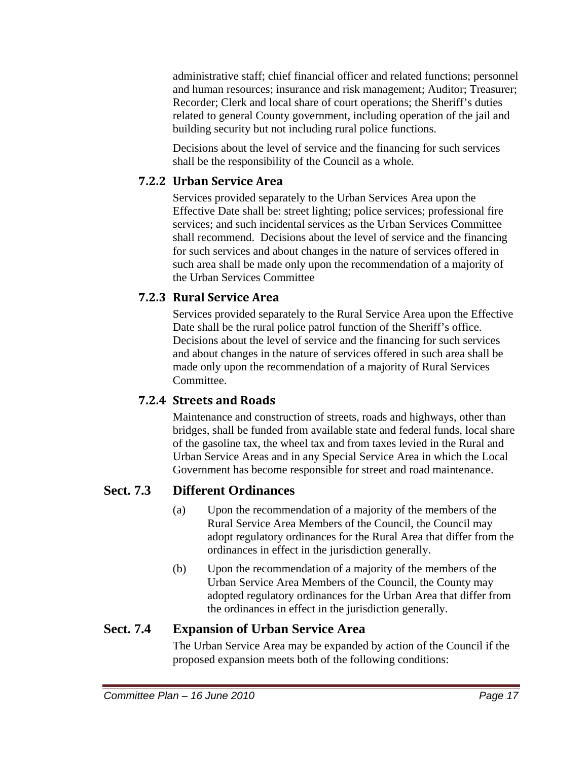administrative staff; chief financial officer and related functions; personnel and human resources; insurance and risk management; Auditor; Treasurer; Recorder; Clerk and local share of court operations; the Sheriff's duties related to general County government, including operation of the jail and building security but not including rural police functions.

Decisions about the level of service and the financing for such services shall be the responsibility of the Council as a whole.

### 7.2.2 Urban Service Area

Services provided separately to the Urban Services Area upon the Effective Date shall be: street lighting; police services; professional fire services; and such incidental services as the Urban Services Committee shall recommend. Decisions about the level of service and the financing for such services and about changes in the nature of services offered in such area shall be made only upon the recommendation of a majority of the Urban Services Committee

### 7.2.3 Rural Service Area

Services provided separately to the Rural Service Area upon the Effective Date shall be the rural police patrol function of the Sheriff's office. Decisions about the level of service and the financing for such services and about changes in the nature of services offered in such area shall be made only upon the recommendation of a majority of Rural Services Committee.

### 7.2.4 Streets and Roads

Maintenance and construction of streets, roads and highways, other than bridges, shall be funded from available state and federal funds, local share of the gasoline tax, the wheel tax and from taxes levied in the Rural and Urban Service Areas and in any Special Service Area in which the Local Government has become responsible for street and road maintenance.

## Sect. 7.3 Different Ordinances

(a) Upon the recommendation of a majority of the members of the Rural Service Area Members of the Council, the Council may adopt regulatory ordinances for the Rural Area that differ from the ordinances in effect in the jurisdiction generally.

(b) Upon the recommendation of a majority of the members of the Urban Service Area Members of the Council, the County may adopted regulatory ordinances for the Urban Area that differ from the ordinances in effect in the jurisdiction generally.

## Sect. 7.4 Expansion of Urban Service Area

The Urban Service Area may be expanded by action of the Council if the proposed expansion meets both of the following conditions: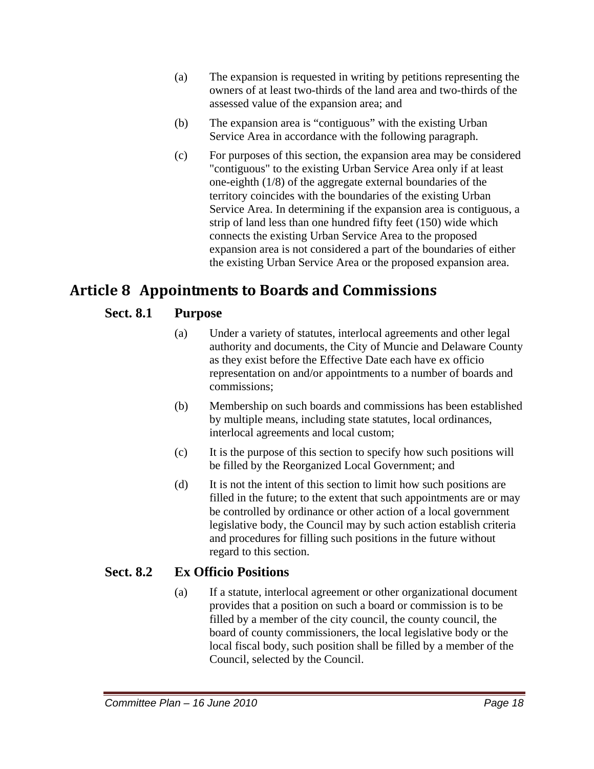(a) The expansion is requested in writing by petitions representing the owners of at least two-thirds of the land area and two-thirds of the assessed value of the expansion area; and

(b) The expansion area is "contiguous" with the existing Urban Service Area in accordance with the following paragraph.

(c) For purposes of this section, the expansion area may be considered "contiguous" to the existing Urban Service Area only if at least one-eighth (1/8) of the aggregate external boundaries of the territory coincides with the boundaries of the existing Urban Service Area. In determining if the expansion area is contiguous, a strip of land less than one hundred fifty feet (150) wide which connects the existing Urban Service Area to the proposed expansion area is not considered a part of the boundaries of either the existing Urban Service Area or the proposed expansion area.

# Article 8 Appointments to Boards and Commissions

## Sect. 8.1 Purpose

(a) Under a variety of statutes, interlocal agreements and other legal authority and documents, the City of Muncie and Delaware County as they exist before the Effective Date each have ex officio representation on and/or appointments to a number of boards and commissions;

(b) Membership on such boards and commissions has been established by multiple means, including state statutes, local ordinances, interlocal agreements and local custom;

(c) It is the purpose of this section to specify how such positions will be filled by the Reorganized Local Government; and

(d) It is not the intent of this section to limit how such positions are filled in the future; to the extent that such appointments are or may be controlled by ordinance or other action of a local government legislative body, the Council may by such action establish criteria and procedures for filling such positions in the future without regard to this section.

## Sect. 8.2 Ex Officio Positions

(a) If a statute, interlocal agreement or other organizational document provides that a position on such a board or commission is to be filled by a member of the city council, the county council, the board of county commissioners, the local legislative body or the local fiscal body, such position shall be filled by a member of the Council, selected by the Council.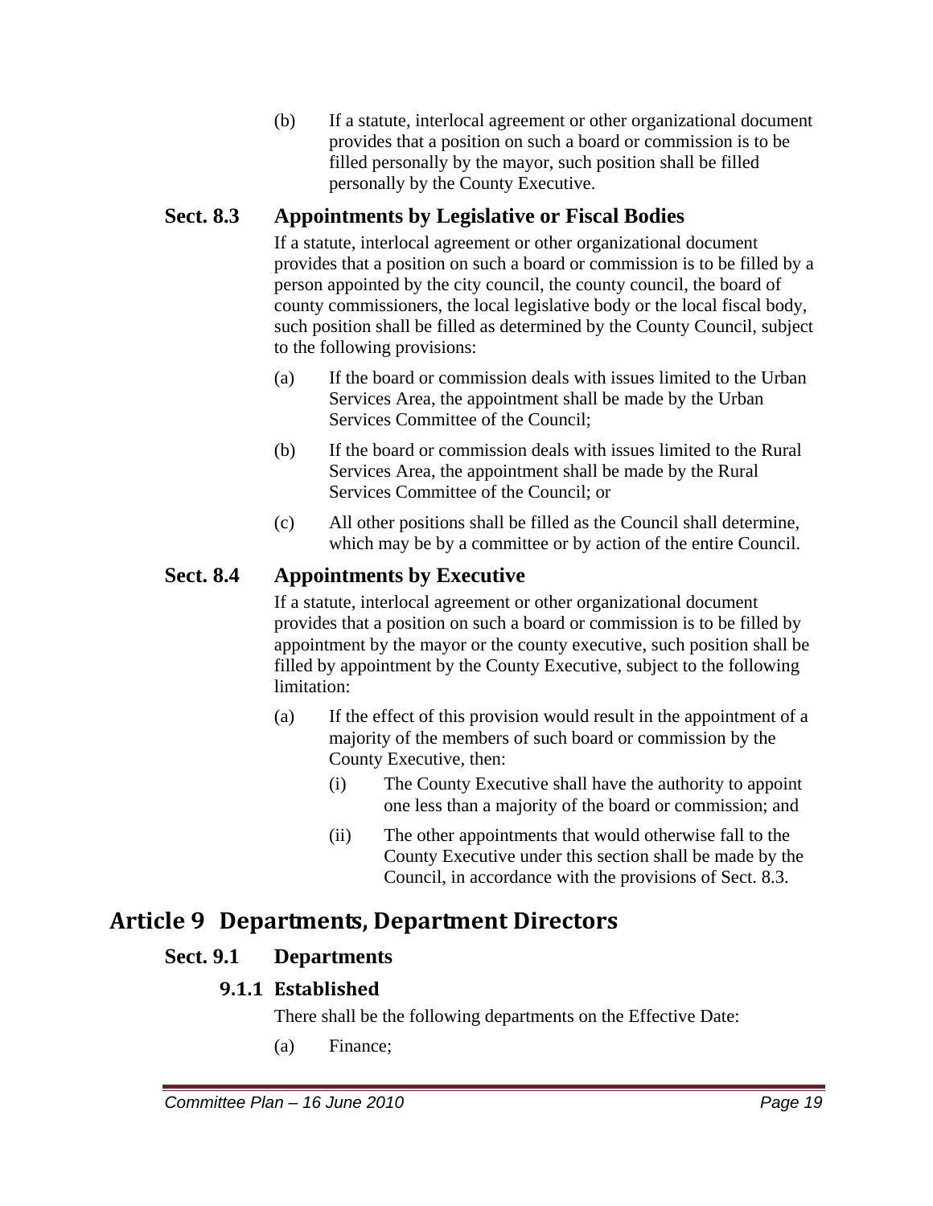(b) If a statute, interlocal agreement or other organizational document provides that a position on such a board or commission is to be filled personally by the mayor, such position shall be filled personally by the County Executive.

### Sect. 8.3 Appointments by Legislative or Fiscal Bodies

If a statute, interlocal agreement or other organizational document provides that a position on such a board or commission is to be filled by a person appointed by the city council, the county council, the board of county commissioners, the local legislative body or the local fiscal body, such position shall be filled as determined by the County Council, subject to the following provisions:

(a) If the board or commission deals with issues limited to the Urban Services Area, the appointment shall be made by the Urban Services Committee of the Council;

(b) If the board or commission deals with issues limited to the Rural Services Area, the appointment shall be made by the Rural Services Committee of the Council; or

(c) All other positions shall be filled as the Council shall determine, which may be by a committee or by action of the entire Council.

### Sect. 8.4 Appointments by Executive

If a statute, interlocal agreement or other organizational document provides that a position on such a board or commission is to be filled by appointment by the mayor or the county executive, such position shall be filled by appointment by the County Executive, subject to the following limitation:

(a) If the effect of this provision would result in the appointment of a majority of the members of such board or commission by the County Executive, then:

  (i) The County Executive shall have the authority to appoint one less than a majority of the board or commission; and

  (ii) The other appointments that would otherwise fall to the County Executive under this section shall be made by the Council, in accordance with the provisions of Sect. 8.3.

## Article 9 Departments, Department Directors

### Sect. 9.1 Departments

#### 9.1.1 Established

There shall be the following departments on the Effective Date:

(a) Finance;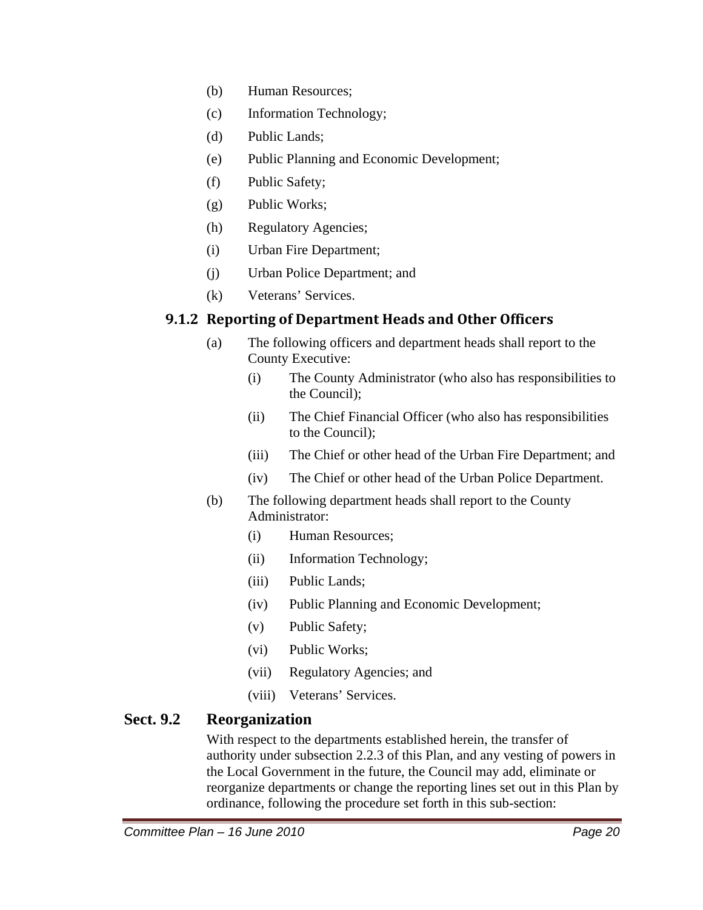(b) Human Resources;

(c) Information Technology;

(d) Public Lands;

(e) Public Planning and Economic Development;

(f) Public Safety;

(g) Public Works;

(h) Regulatory Agencies;

(i) Urban Fire Department;

(j) Urban Police Department; and

(k) Veterans' Services.

### 9.1.2 Reporting of Department Heads and Other Officers

(a) The following officers and department heads shall report to the County Executive:

(i) The County Administrator (who also has responsibilities to the Council);

(ii) The Chief Financial Officer (who also has responsibilities to the Council);

(iii) The Chief or other head of the Urban Fire Department; and

(iv) The Chief or other head of the Urban Police Department.

(b) The following department heads shall report to the County Administrator:

(i) Human Resources;

(ii) Information Technology;

(iii) Public Lands;

(iv) Public Planning and Economic Development;

(v) Public Safety;

(vi) Public Works;

(vii) Regulatory Agencies; and

(viii) Veterans' Services.

## Sect. 9.2 Reorganization

With respect to the departments established herein, the transfer of authority under subsection 2.2.3 of this Plan, and any vesting of powers in the Local Government in the future, the Council may add, eliminate or reorganize departments or change the reporting lines set out in this Plan by ordinance, following the procedure set forth in this sub-section: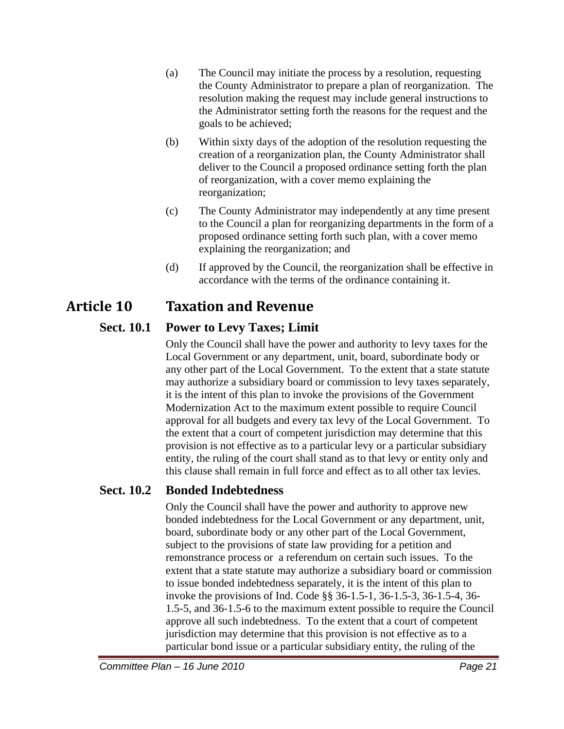(a) The Council may initiate the process by a resolution, requesting the County Administrator to prepare a plan of reorganization. The resolution making the request may include general instructions to the Administrator setting forth the reasons for the request and the goals to be achieved;

(b) Within sixty days of the adoption of the resolution requesting the creation of a reorganization plan, the County Administrator shall deliver to the Council a proposed ordinance setting forth the plan of reorganization, with a cover memo explaining the reorganization;

(c) The County Administrator may independently at any time present to the Council a plan for reorganizing departments in the form of a proposed ordinance setting forth such plan, with a cover memo explaining the reorganization; and

(d) If approved by the Council, the reorganization shall be effective in accordance with the terms of the ordinance containing it.

# Article 10 Taxation and Revenue

## Sect. 10.1 Power to Levy Taxes; Limit

Only the Council shall have the power and authority to levy taxes for the Local Government or any department, unit, board, subordinate body or any other part of the Local Government. To the extent that a state statute may authorize a subsidiary board or commission to levy taxes separately, it is the intent of this plan to invoke the provisions of the Government Modernization Act to the maximum extent possible to require Council approval for all budgets and every tax levy of the Local Government. To the extent that a court of competent jurisdiction may determine that this provision is not effective as to a particular levy or a particular subsidiary entity, the ruling of the court shall stand as to that levy or entity only and this clause shall remain in full force and effect as to all other tax levies.

## Sect. 10.2 Bonded Indebtedness

Only the Council shall have the power and authority to approve new bonded indebtedness for the Local Government or any department, unit, board, subordinate body or any other part of the Local Government, subject to the provisions of state law providing for a petition and remonstrance process or a referendum on certain such issues. To the extent that a state statute may authorize a subsidiary board or commission to issue bonded indebtedness separately, it is the intent of this plan to invoke the provisions of Ind. Code §§ 36-1.5-1, 36-1.5-3, 36-1.5-4, 36-1.5-5, and 36-1.5-6 to the maximum extent possible to require the Council approve all such indebtedness. To the extent that a court of competent jurisdiction may determine that this provision is not effective as to a particular bond issue or a particular subsidiary entity, the ruling of the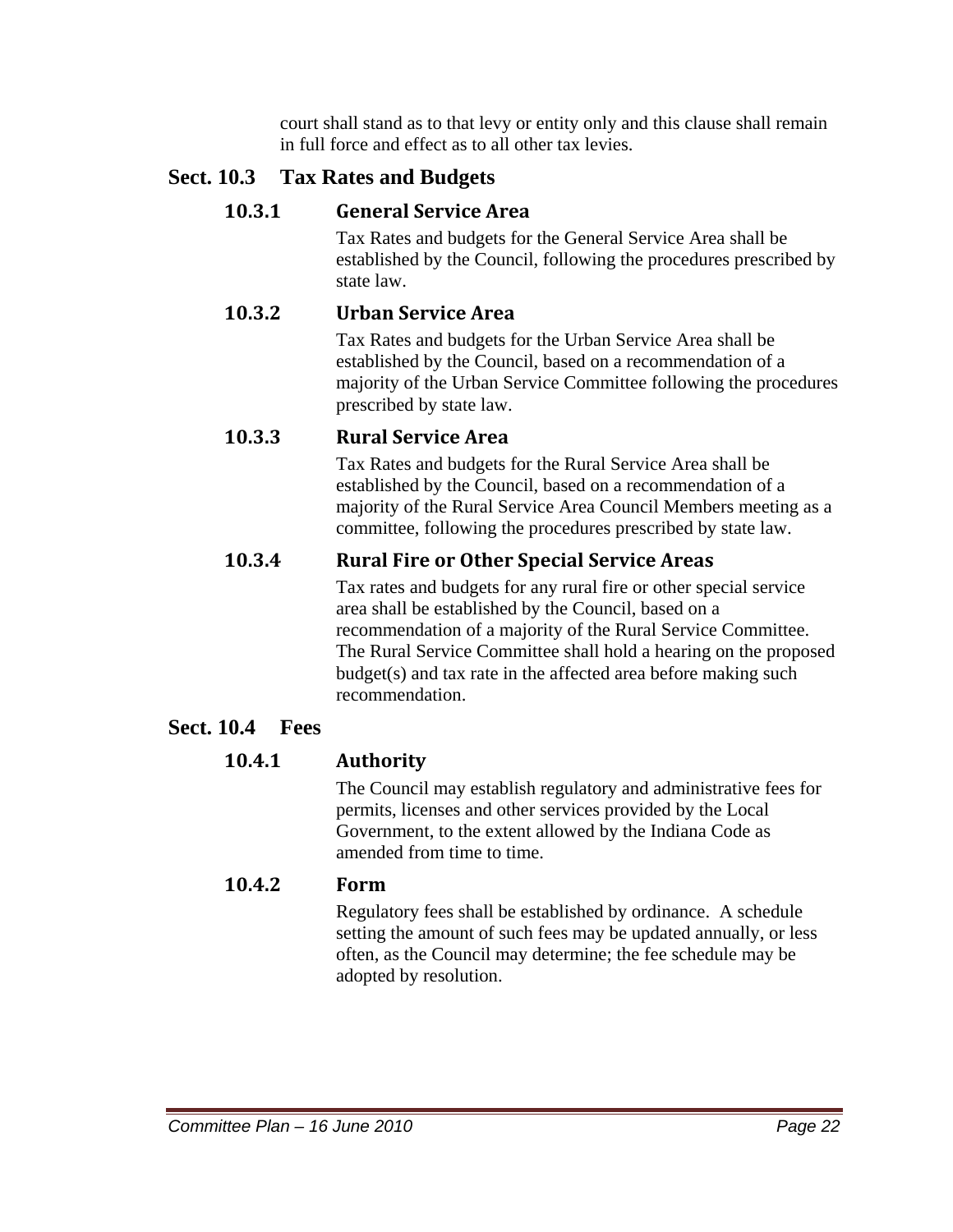court shall stand as to that levy or entity only and this clause shall remain in full force and effect as to all other tax levies.

## Sect. 10.3 Tax Rates and Budgets

### 10.3.1 General Service Area

Tax Rates and budgets for the General Service Area shall be established by the Council, following the procedures prescribed by state law.

### 10.3.2 Urban Service Area

Tax Rates and budgets for the Urban Service Area shall be established by the Council, based on a recommendation of a majority of the Urban Service Committee following the procedures prescribed by state law.

### 10.3.3 Rural Service Area

Tax Rates and budgets for the Rural Service Area shall be established by the Council, based on a recommendation of a majority of the Rural Service Area Council Members meeting as a committee, following the procedures prescribed by state law.

### 10.3.4 Rural Fire or Other Special Service Areas

Tax rates and budgets for any rural fire or other special service area shall be established by the Council, based on a recommendation of a majority of the Rural Service Committee. The Rural Service Committee shall hold a hearing on the proposed budget(s) and tax rate in the affected area before making such recommendation.

## Sect. 10.4 Fees

### 10.4.1 Authority

The Council may establish regulatory and administrative fees for permits, licenses and other services provided by the Local Government, to the extent allowed by the Indiana Code as amended from time to time.

### 10.4.2 Form

Regulatory fees shall be established by ordinance. A schedule setting the amount of such fees may be updated annually, or less often, as the Council may determine; the fee schedule may be adopted by resolution.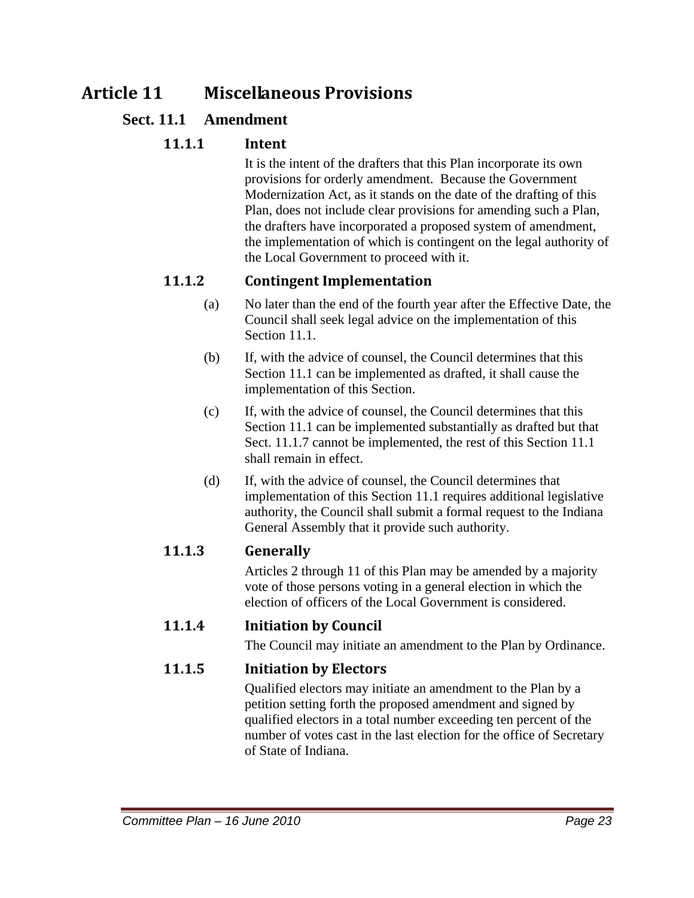# Article 11 Miscellaneous Provisions

## Sect. 11.1 Amendment

### 11.1.1 Intent

It is the intent of the drafters that this Plan incorporate its own provisions for orderly amendment. Because the Government Modernization Act, as it stands on the date of the drafting of this Plan, does not include clear provisions for amending such a Plan, the drafters have incorporated a proposed system of amendment, the implementation of which is contingent on the legal authority of the Local Government to proceed with it.

### 11.1.2 Contingent Implementation

(a) No later than the end of the fourth year after the Effective Date, the Council shall seek legal advice on the implementation of this Section 11.1.

(b) If, with the advice of counsel, the Council determines that this Section 11.1 can be implemented as drafted, it shall cause the implementation of this Section.

(c) If, with the advice of counsel, the Council determines that this Section 11.1 can be implemented substantially as drafted but that Sect. 11.1.7 cannot be implemented, the rest of this Section 11.1 shall remain in effect.

(d) If, with the advice of counsel, the Council determines that implementation of this Section 11.1 requires additional legislative authority, the Council shall submit a formal request to the Indiana General Assembly that it provide such authority.

### 11.1.3 Generally

Articles 2 through 11 of this Plan may be amended by a majority vote of those persons voting in a general election in which the election of officers of the Local Government is considered.

### 11.1.4 Initiation by Council

The Council may initiate an amendment to the Plan by Ordinance.

### 11.1.5 Initiation by Electors

Qualified electors may initiate an amendment to the Plan by a petition setting forth the proposed amendment and signed by qualified electors in a total number exceeding ten percent of the number of votes cast in the last election for the office of Secretary of State of Indiana.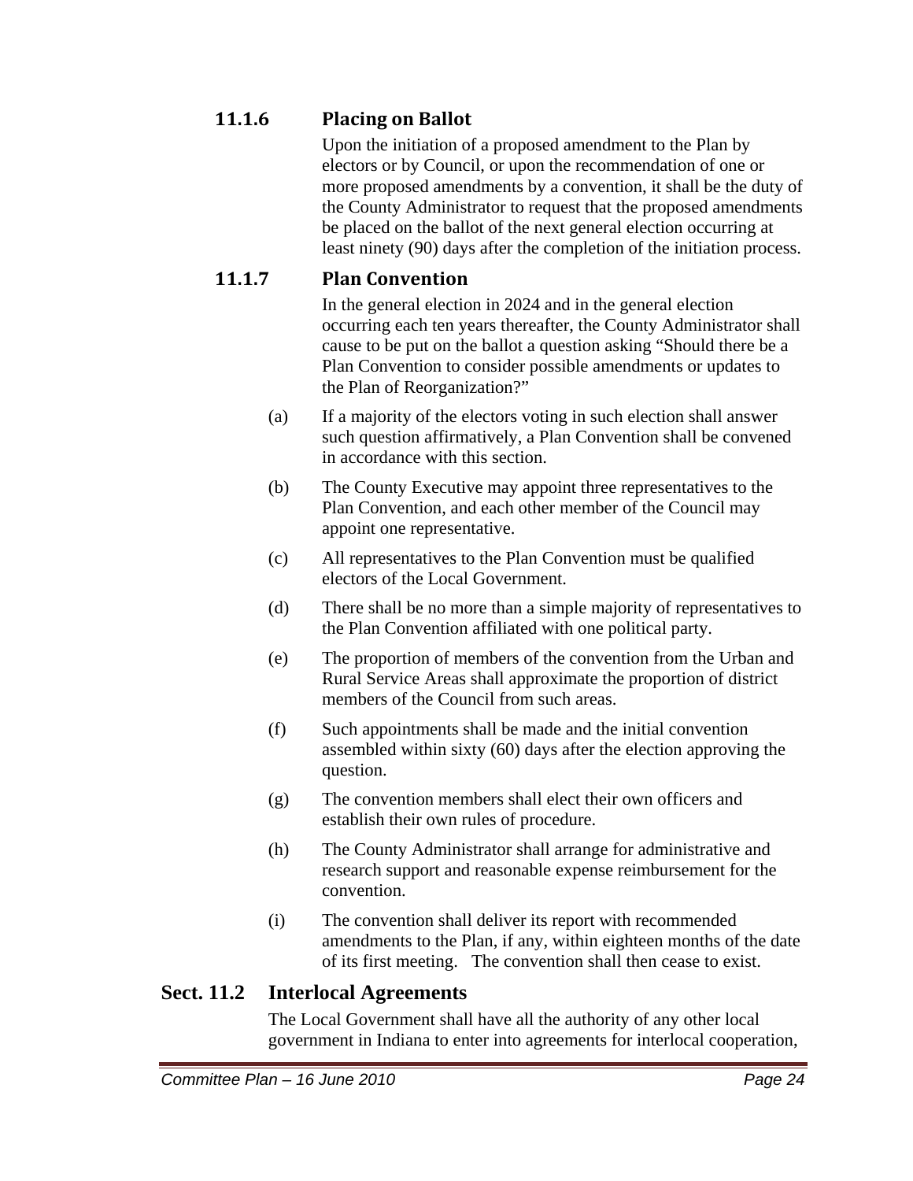### 11.1.6 Placing on Ballot

Upon the initiation of a proposed amendment to the Plan by electors or by Council, or upon the recommendation of one or more proposed amendments by a convention, it shall be the duty of the County Administrator to request that the proposed amendments be placed on the ballot of the next general election occurring at least ninety (90) days after the completion of the initiation process.

### 11.1.7 Plan Convention

In the general election in 2024 and in the general election occurring each ten years thereafter, the County Administrator shall cause to be put on the ballot a question asking "Should there be a Plan Convention to consider possible amendments or updates to the Plan of Reorganization?"

(a) If a majority of the electors voting in such election shall answer such question affirmatively, a Plan Convention shall be convened in accordance with this section.

(b) The County Executive may appoint three representatives to the Plan Convention, and each other member of the Council may appoint one representative.

(c) All representatives to the Plan Convention must be qualified electors of the Local Government.

(d) There shall be no more than a simple majority of representatives to the Plan Convention affiliated with one political party.

(e) The proportion of members of the convention from the Urban and Rural Service Areas shall approximate the proportion of district members of the Council from such areas.

(f) Such appointments shall be made and the initial convention assembled within sixty (60) days after the election approving the question.

(g) The convention members shall elect their own officers and establish their own rules of procedure.

(h) The County Administrator shall arrange for administrative and research support and reasonable expense reimbursement for the convention.

(i) The convention shall deliver its report with recommended amendments to the Plan, if any, within eighteen months of the date of its first meeting. The convention shall then cease to exist.

## Sect. 11.2 Interlocal Agreements

The Local Government shall have all the authority of any other local government in Indiana to enter into agreements for interlocal cooperation,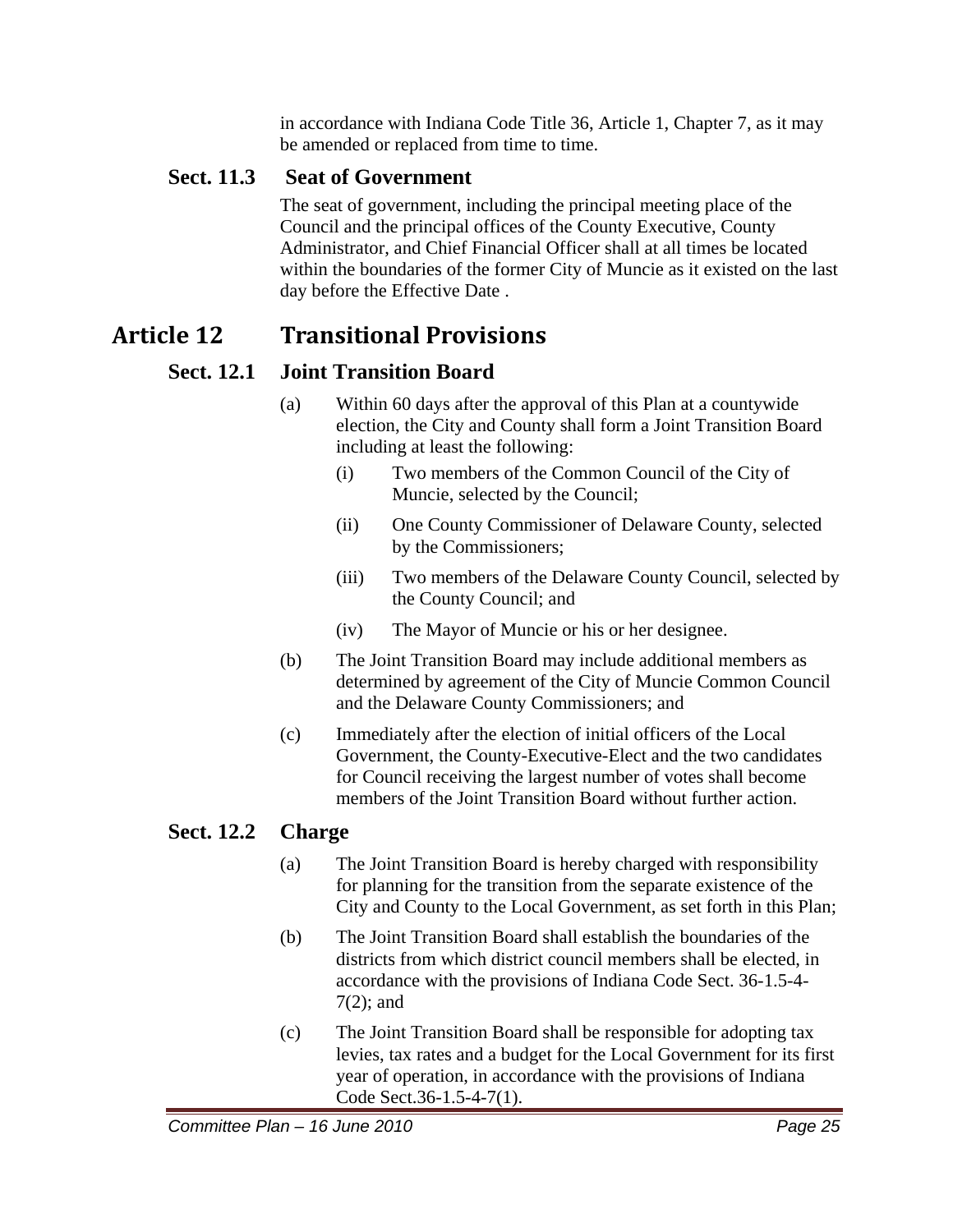in accordance with Indiana Code Title 36, Article 1, Chapter 7, as it may be amended or replaced from time to time.

### Sect. 11.3 Seat of Government

The seat of government, including the principal meeting place of the Council and the principal offices of the County Executive, County Administrator, and Chief Financial Officer shall at all times be located within the boundaries of the former City of Muncie as it existed on the last day before the Effective Date .

## Article 12 Transitional Provisions

### Sect. 12.1 Joint Transition Board

(a) Within 60 days after the approval of this Plan at a countywide election, the City and County shall form a Joint Transition Board including at least the following:

(i) Two members of the Common Council of the City of Muncie, selected by the Council;

(ii) One County Commissioner of Delaware County, selected by the Commissioners;

(iii) Two members of the Delaware County Council, selected by the County Council; and

(iv) The Mayor of Muncie or his or her designee.

(b) The Joint Transition Board may include additional members as determined by agreement of the City of Muncie Common Council and the Delaware County Commissioners; and

(c) Immediately after the election of initial officers of the Local Government, the County-Executive-Elect and the two candidates for Council receiving the largest number of votes shall become members of the Joint Transition Board without further action.

### Sect. 12.2 Charge

(a) The Joint Transition Board is hereby charged with responsibility for planning for the transition from the separate existence of the City and County to the Local Government, as set forth in this Plan;

(b) The Joint Transition Board shall establish the boundaries of the districts from which district council members shall be elected, in accordance with the provisions of Indiana Code Sect. 36-1.5-4-7(2); and

(c) The Joint Transition Board shall be responsible for adopting tax levies, tax rates and a budget for the Local Government for its first year of operation, in accordance with the provisions of Indiana Code Sect.36-1.5-4-7(1).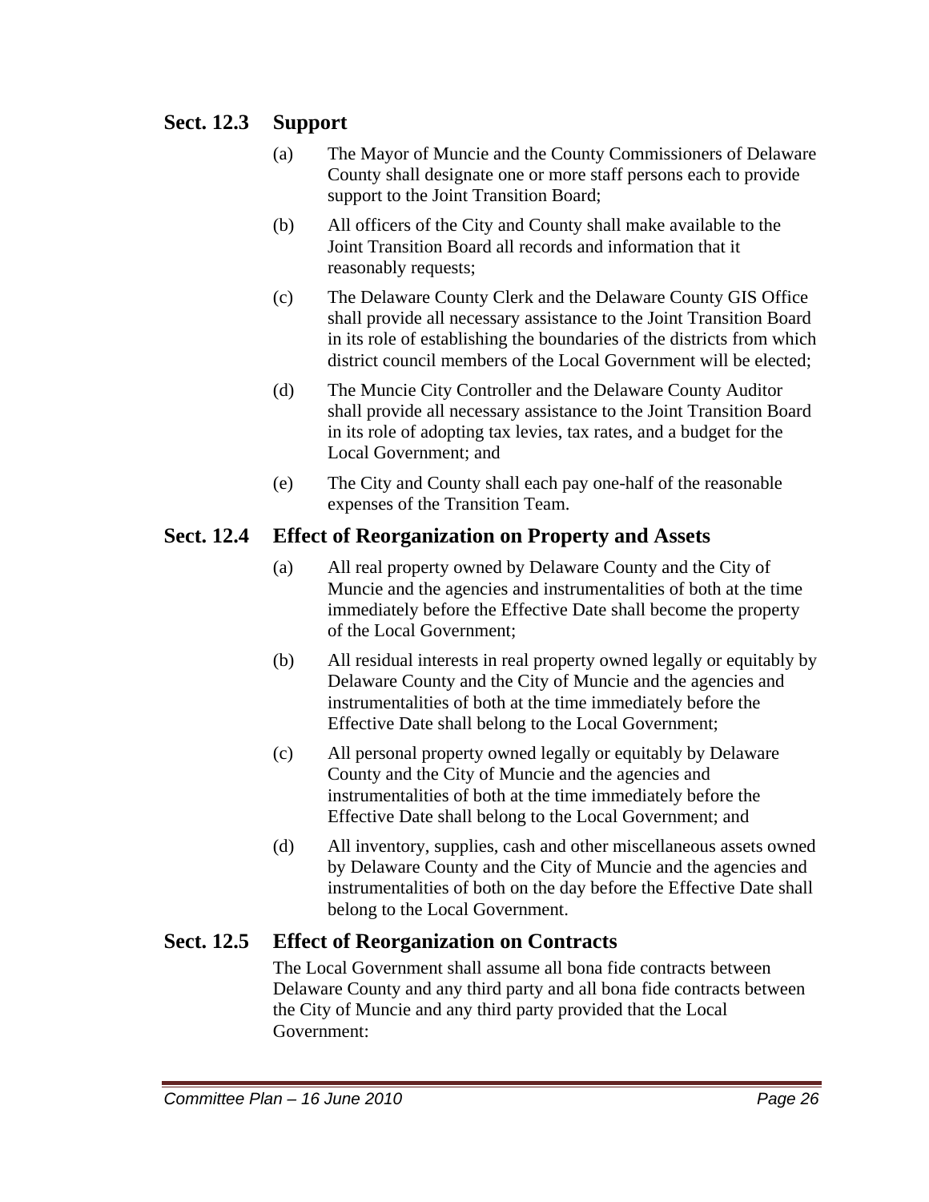### Sect. 12.3 Support

(a) The Mayor of Muncie and the County Commissioners of Delaware County shall designate one or more staff persons each to provide support to the Joint Transition Board;

(b) All officers of the City and County shall make available to the Joint Transition Board all records and information that it reasonably requests;

(c) The Delaware County Clerk and the Delaware County GIS Office shall provide all necessary assistance to the Joint Transition Board in its role of establishing the boundaries of the districts from which district council members of the Local Government will be elected;

(d) The Muncie City Controller and the Delaware County Auditor shall provide all necessary assistance to the Joint Transition Board in its role of adopting tax levies, tax rates, and a budget for the Local Government; and

(e) The City and County shall each pay one-half of the reasonable expenses of the Transition Team.

### Sect. 12.4 Effect of Reorganization on Property and Assets

(a) All real property owned by Delaware County and the City of Muncie and the agencies and instrumentalities of both at the time immediately before the Effective Date shall become the property of the Local Government;

(b) All residual interests in real property owned legally or equitably by Delaware County and the City of Muncie and the agencies and instrumentalities of both at the time immediately before the Effective Date shall belong to the Local Government;

(c) All personal property owned legally or equitably by Delaware County and the City of Muncie and the agencies and instrumentalities of both at the time immediately before the Effective Date shall belong to the Local Government; and

(d) All inventory, supplies, cash and other miscellaneous assets owned by Delaware County and the City of Muncie and the agencies and instrumentalities of both on the day before the Effective Date shall belong to the Local Government.

### Sect. 12.5 Effect of Reorganization on Contracts

The Local Government shall assume all bona fide contracts between Delaware County and any third party and all bona fide contracts between the City of Muncie and any third party provided that the Local Government: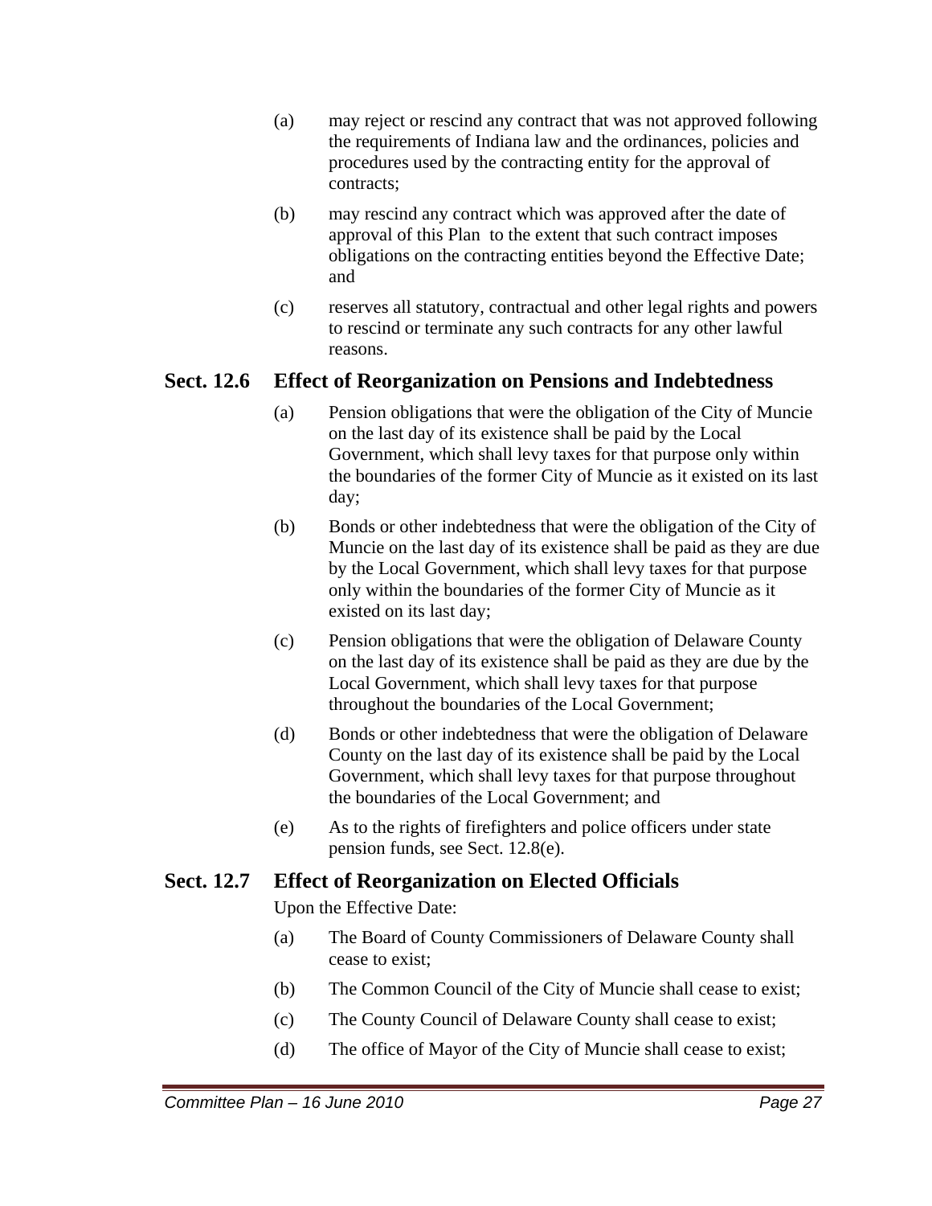(a) may reject or rescind any contract that was not approved following the requirements of Indiana law and the ordinances, policies and procedures used by the contracting entity for the approval of contracts;

(b) may rescind any contract which was approved after the date of approval of this Plan to the extent that such contract imposes obligations on the contracting entities beyond the Effective Date; and

(c) reserves all statutory, contractual and other legal rights and powers to rescind or terminate any such contracts for any other lawful reasons.

## Sect. 12.6 Effect of Reorganization on Pensions and Indebtedness

(a) Pension obligations that were the obligation of the City of Muncie on the last day of its existence shall be paid by the Local Government, which shall levy taxes for that purpose only within the boundaries of the former City of Muncie as it existed on its last day;

(b) Bonds or other indebtedness that were the obligation of the City of Muncie on the last day of its existence shall be paid as they are due by the Local Government, which shall levy taxes for that purpose only within the boundaries of the former City of Muncie as it existed on its last day;

(c) Pension obligations that were the obligation of Delaware County on the last day of its existence shall be paid as they are due by the Local Government, which shall levy taxes for that purpose throughout the boundaries of the Local Government;

(d) Bonds or other indebtedness that were the obligation of Delaware County on the last day of its existence shall be paid by the Local Government, which shall levy taxes for that purpose throughout the boundaries of the Local Government; and

(e) As to the rights of firefighters and police officers under state pension funds, see Sect. 12.8(e).

## Sect. 12.7 Effect of Reorganization on Elected Officials

Upon the Effective Date:

(a) The Board of County Commissioners of Delaware County shall cease to exist;

(b) The Common Council of the City of Muncie shall cease to exist;

(c) The County Council of Delaware County shall cease to exist;

(d) The office of Mayor of the City of Muncie shall cease to exist;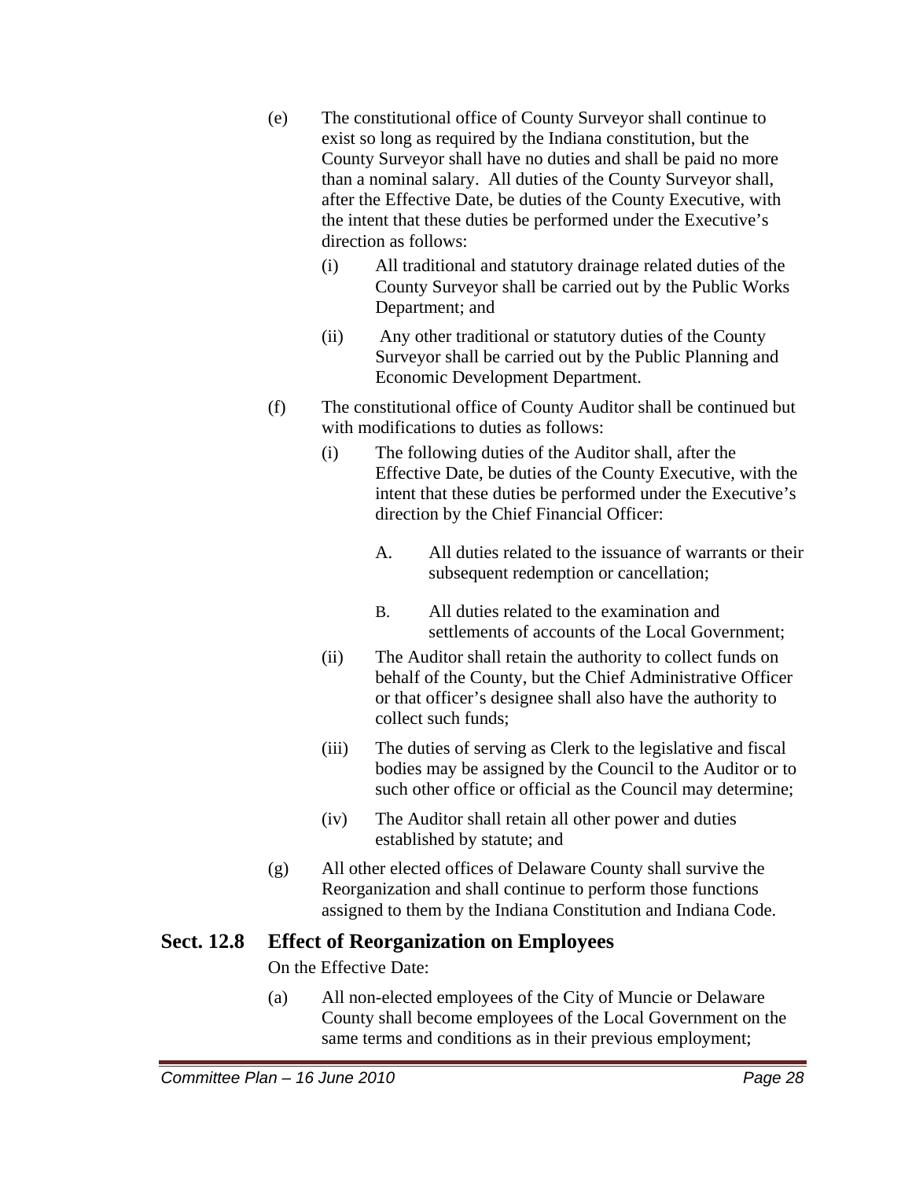(e) The constitutional office of County Surveyor shall continue to exist so long as required by the Indiana constitution, but the County Surveyor shall have no duties and shall be paid no more than a nominal salary. All duties of the County Surveyor shall, after the Effective Date, be duties of the County Executive, with the intent that these duties be performed under the Executive's direction as follows:

   (i) All traditional and statutory drainage related duties of the County Surveyor shall be carried out by the Public Works Department; and

   (ii) Any other traditional or statutory duties of the County Surveyor shall be carried out by the Public Planning and Economic Development Department.

(f) The constitutional office of County Auditor shall be continued but with modifications to duties as follows:

   (i) The following duties of the Auditor shall, after the Effective Date, be duties of the County Executive, with the intent that these duties be performed under the Executive's direction by the Chief Financial Officer:

      A. All duties related to the issuance of warrants or their subsequent redemption or cancellation;

      B. All duties related to the examination and settlements of accounts of the Local Government;

   (ii) The Auditor shall retain the authority to collect funds on behalf of the County, but the Chief Administrative Officer or that officer's designee shall also have the authority to collect such funds;

   (iii) The duties of serving as Clerk to the legislative and fiscal bodies may be assigned by the Council to the Auditor or to such other office or official as the Council may determine;

   (iv) The Auditor shall retain all other power and duties established by statute; and

(g) All other elected offices of Delaware County shall survive the Reorganization and shall continue to perform those functions assigned to them by the Indiana Constitution and Indiana Code.

## Sect. 12.8 Effect of Reorganization on Employees

On the Effective Date:

(a) All non-elected employees of the City of Muncie or Delaware County shall become employees of the Local Government on the same terms and conditions as in their previous employment;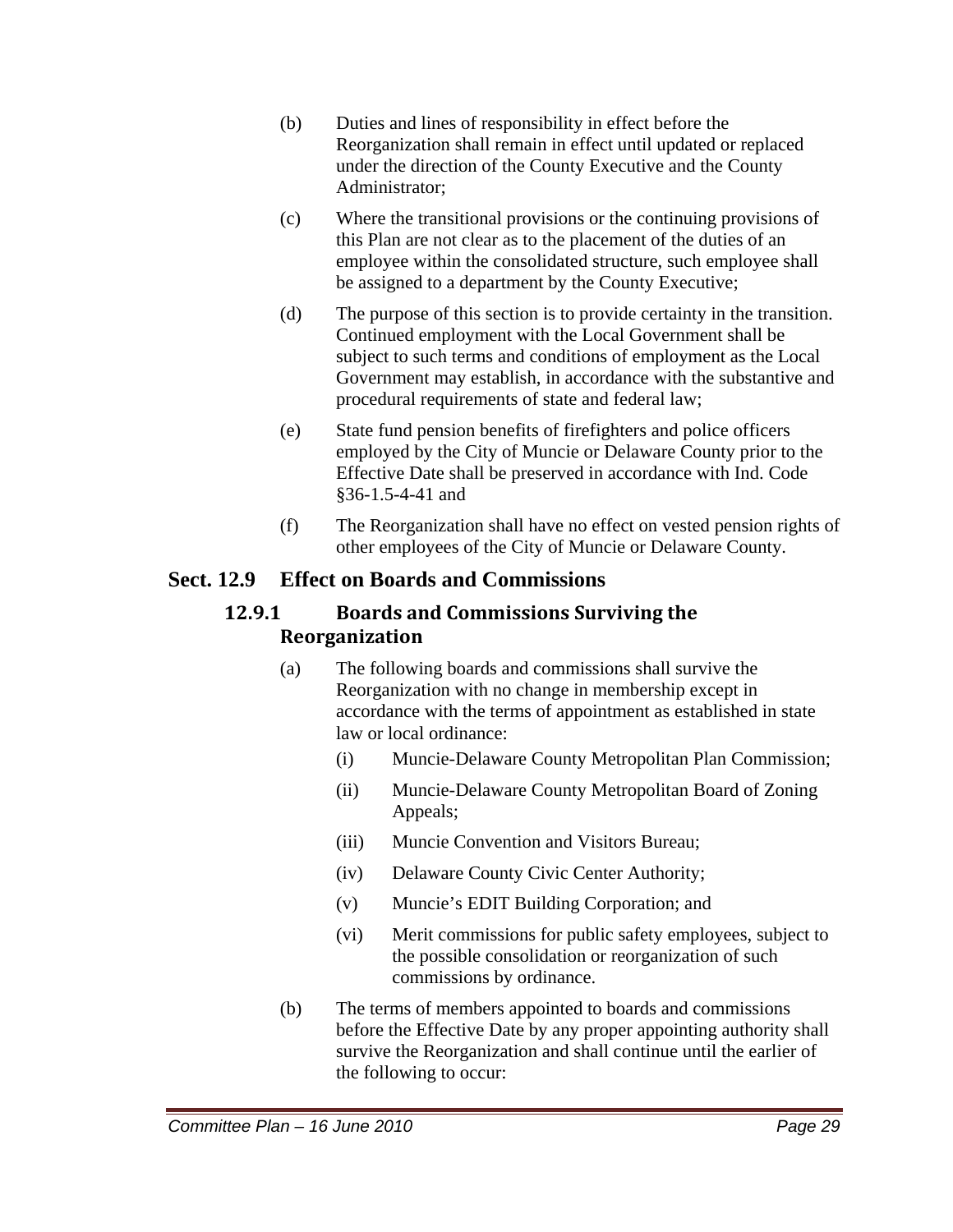(b) Duties and lines of responsibility in effect before the Reorganization shall remain in effect until updated or replaced under the direction of the County Executive and the County Administrator;

(c) Where the transitional provisions or the continuing provisions of this Plan are not clear as to the placement of the duties of an employee within the consolidated structure, such employee shall be assigned to a department by the County Executive;

(d) The purpose of this section is to provide certainty in the transition. Continued employment with the Local Government shall be subject to such terms and conditions of employment as the Local Government may establish, in accordance with the substantive and procedural requirements of state and federal law;

(e) State fund pension benefits of firefighters and police officers employed by the City of Muncie or Delaware County prior to the Effective Date shall be preserved in accordance with Ind. Code §36-1.5-4-41 and

(f) The Reorganization shall have no effect on vested pension rights of other employees of the City of Muncie or Delaware County.

## Sect. 12.9 Effect on Boards and Commissions

### 12.9.1 Boards and Commissions Surviving the Reorganization

(a) The following boards and commissions shall survive the Reorganization with no change in membership except in accordance with the terms of appointment as established in state law or local ordinance:

- (i) Muncie-Delaware County Metropolitan Plan Commission;
- (ii) Muncie-Delaware County Metropolitan Board of Zoning Appeals;
- (iii) Muncie Convention and Visitors Bureau;
- (iv) Delaware County Civic Center Authority;
- (v) Muncie's EDIT Building Corporation; and
- (vi) Merit commissions for public safety employees, subject to the possible consolidation or reorganization of such commissions by ordinance.

(b) The terms of members appointed to boards and commissions before the Effective Date by any proper appointing authority shall survive the Reorganization and shall continue until the earlier of the following to occur: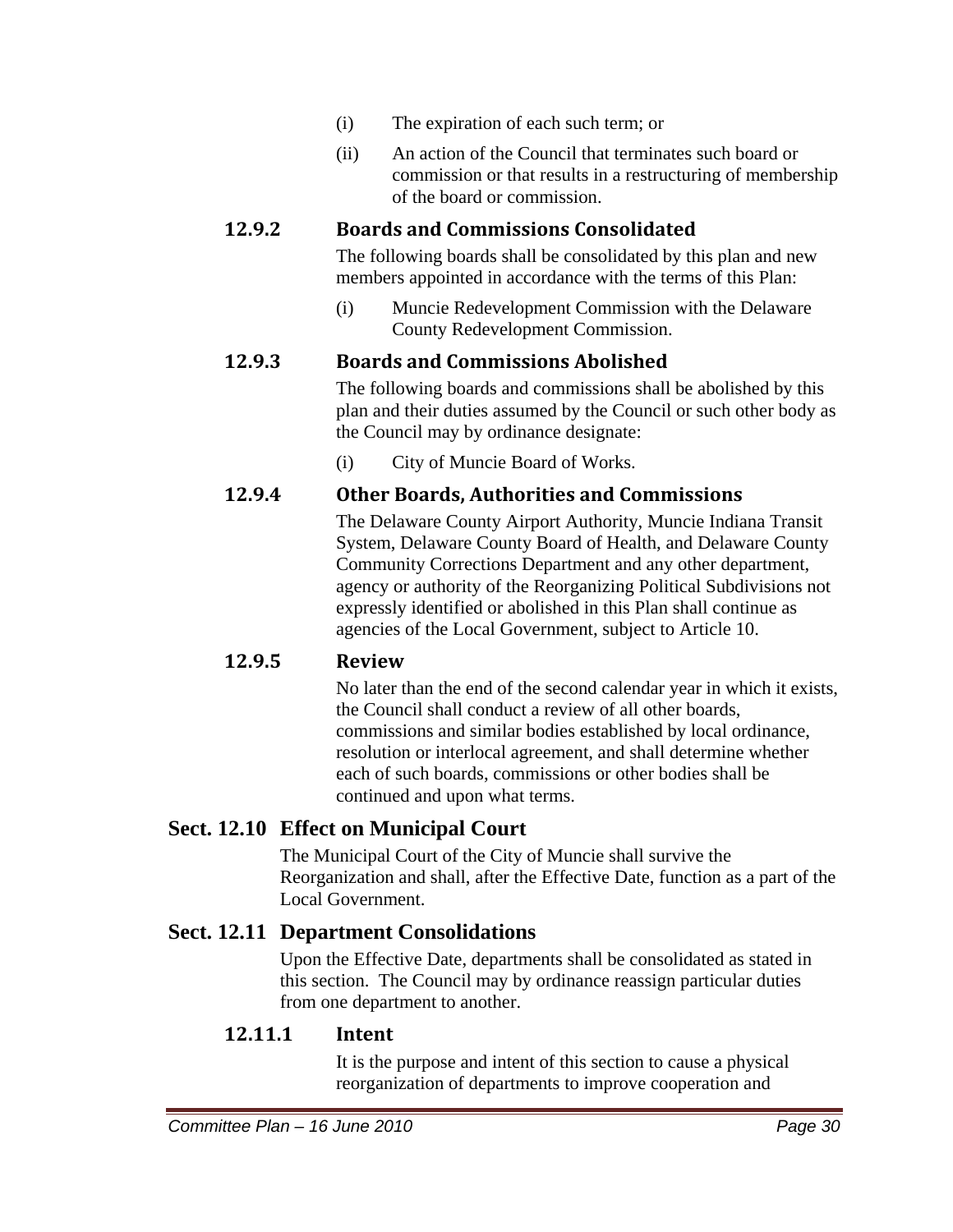(i) The expiration of each such term; or

(ii) An action of the Council that terminates such board or commission or that results in a restructuring of membership of the board or commission.

### 12.9.2 Boards and Commissions Consolidated

The following boards shall be consolidated by this plan and new members appointed in accordance with the terms of this Plan:

(i) Muncie Redevelopment Commission with the Delaware County Redevelopment Commission.

### 12.9.3 Boards and Commissions Abolished

The following boards and commissions shall be abolished by this plan and their duties assumed by the Council or such other body as the Council may by ordinance designate:

(i) City of Muncie Board of Works.

### 12.9.4 Other Boards, Authorities and Commissions

The Delaware County Airport Authority, Muncie Indiana Transit System, Delaware County Board of Health, and Delaware County Community Corrections Department and any other department, agency or authority of the Reorganizing Political Subdivisions not expressly identified or abolished in this Plan shall continue as agencies of the Local Government, subject to Article 10.

### 12.9.5 Review

No later than the end of the second calendar year in which it exists, the Council shall conduct a review of all other boards, commissions and similar bodies established by local ordinance, resolution or interlocal agreement, and shall determine whether each of such boards, commissions or other bodies shall be continued and upon what terms.

## Sect. 12.10 Effect on Municipal Court

The Municipal Court of the City of Muncie shall survive the Reorganization and shall, after the Effective Date, function as a part of the Local Government.

## Sect. 12.11 Department Consolidations

Upon the Effective Date, departments shall be consolidated as stated in this section. The Council may by ordinance reassign particular duties from one department to another.

### 12.11.1 Intent

It is the purpose and intent of this section to cause a physical reorganization of departments to improve cooperation and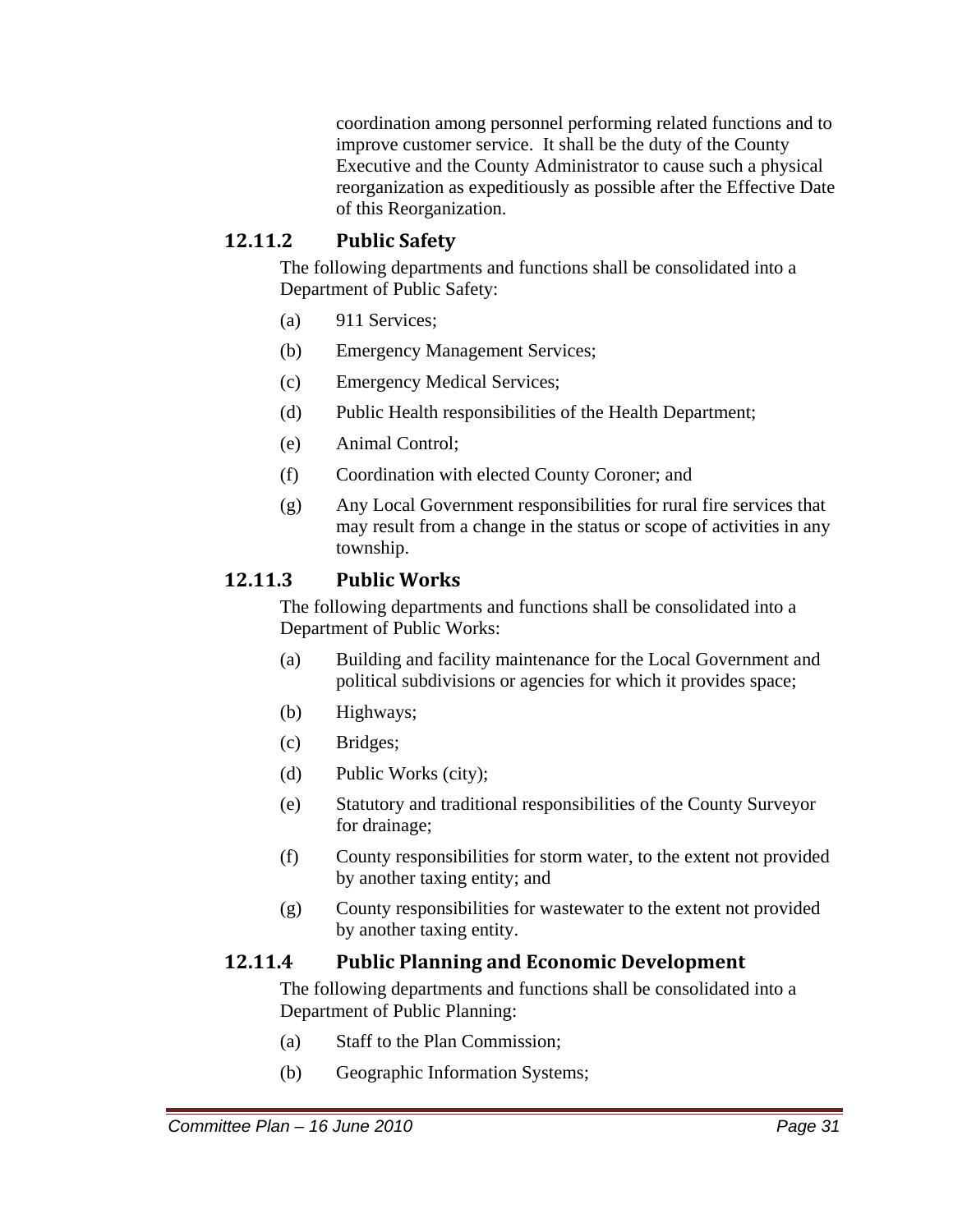coordination among personnel performing related functions and to improve customer service. It shall be the duty of the County Executive and the County Administrator to cause such a physical reorganization as expeditiously as possible after the Effective Date of this Reorganization.

### 12.11.2 Public Safety

The following departments and functions shall be consolidated into a Department of Public Safety:

(a) 911 Services;

(b) Emergency Management Services;

(c) Emergency Medical Services;

(d) Public Health responsibilities of the Health Department;

(e) Animal Control;

(f) Coordination with elected County Coroner; and

(g) Any Local Government responsibilities for rural fire services that may result from a change in the status or scope of activities in any township.

### 12.11.3 Public Works

The following departments and functions shall be consolidated into a Department of Public Works:

(a) Building and facility maintenance for the Local Government and political subdivisions or agencies for which it provides space;

(b) Highways;

(c) Bridges;

(d) Public Works (city);

(e) Statutory and traditional responsibilities of the County Surveyor for drainage;

(f) County responsibilities for storm water, to the extent not provided by another taxing entity; and

(g) County responsibilities for wastewater to the extent not provided by another taxing entity.

### 12.11.4 Public Planning and Economic Development

The following departments and functions shall be consolidated into a Department of Public Planning:

(a) Staff to the Plan Commission;

(b) Geographic Information Systems;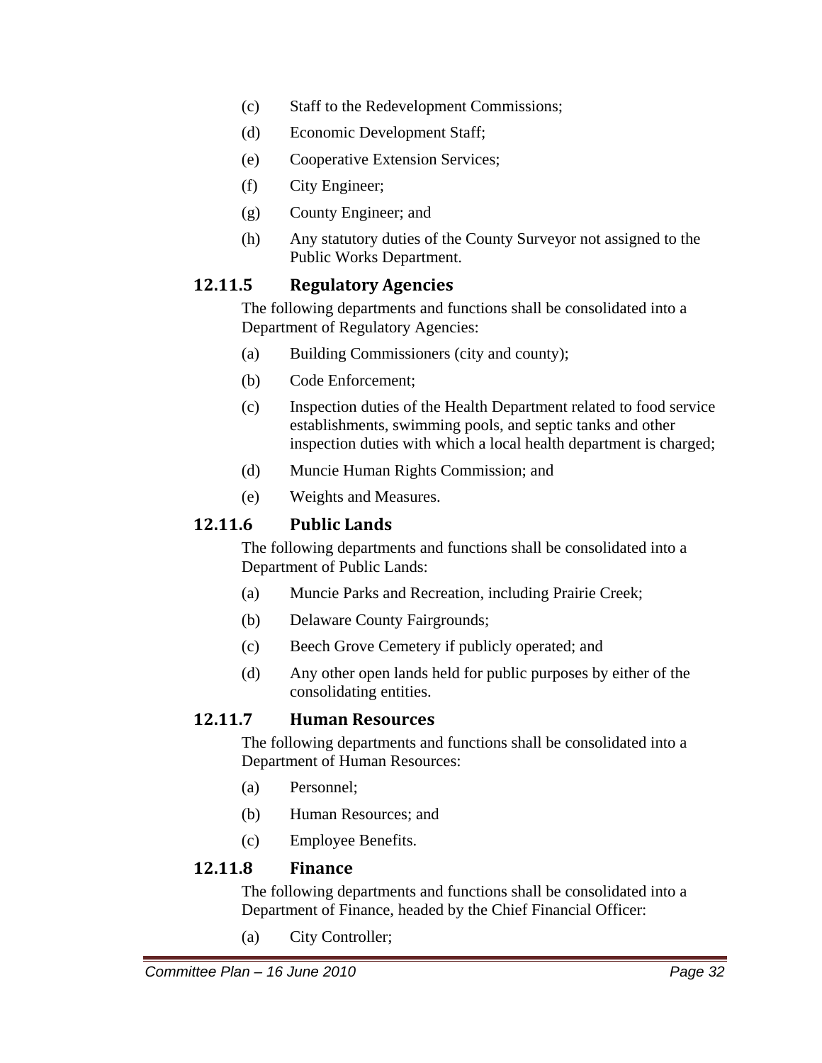(c) Staff to the Redevelopment Commissions;

(d) Economic Development Staff;

(e) Cooperative Extension Services;

(f) City Engineer;

(g) County Engineer; and

(h) Any statutory duties of the County Surveyor not assigned to the Public Works Department.

### 12.11.5 Regulatory Agencies

The following departments and functions shall be consolidated into a Department of Regulatory Agencies:

(a) Building Commissioners (city and county);

(b) Code Enforcement;

(c) Inspection duties of the Health Department related to food service establishments, swimming pools, and septic tanks and other inspection duties with which a local health department is charged;

(d) Muncie Human Rights Commission; and

(e) Weights and Measures.

### 12.11.6 Public Lands

The following departments and functions shall be consolidated into a Department of Public Lands:

(a) Muncie Parks and Recreation, including Prairie Creek;

(b) Delaware County Fairgrounds;

(c) Beech Grove Cemetery if publicly operated; and

(d) Any other open lands held for public purposes by either of the consolidating entities.

### 12.11.7 Human Resources

The following departments and functions shall be consolidated into a Department of Human Resources:

(a) Personnel;

(b) Human Resources; and

(c) Employee Benefits.

### 12.11.8 Finance

The following departments and functions shall be consolidated into a Department of Finance, headed by the Chief Financial Officer:

(a) City Controller;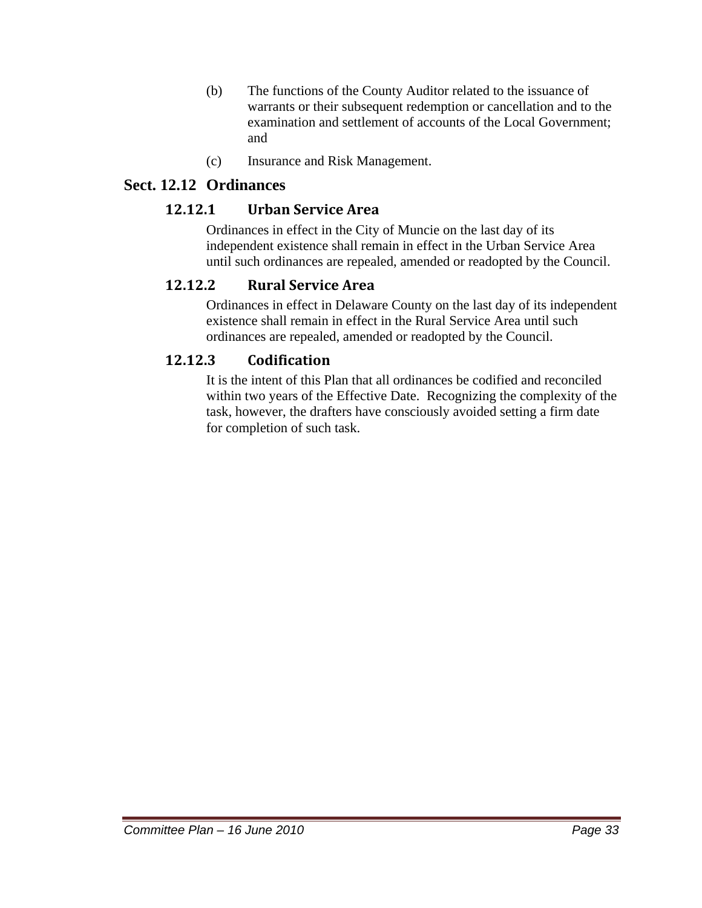(b) The functions of the County Auditor related to the issuance of warrants or their subsequent redemption or cancellation and to the examination and settlement of accounts of the Local Government; and

(c) Insurance and Risk Management.

## Sect. 12.12 Ordinances

### 12.12.1 Urban Service Area

Ordinances in effect in the City of Muncie on the last day of its independent existence shall remain in effect in the Urban Service Area until such ordinances are repealed, amended or readopted by the Council.

### 12.12.2 Rural Service Area

Ordinances in effect in Delaware County on the last day of its independent existence shall remain in effect in the Rural Service Area until such ordinances are repealed, amended or readopted by the Council.

### 12.12.3 Codification

It is the intent of this Plan that all ordinances be codified and reconciled within two years of the Effective Date. Recognizing the complexity of the task, however, the drafters have consciously avoided setting a firm date for completion of such task.